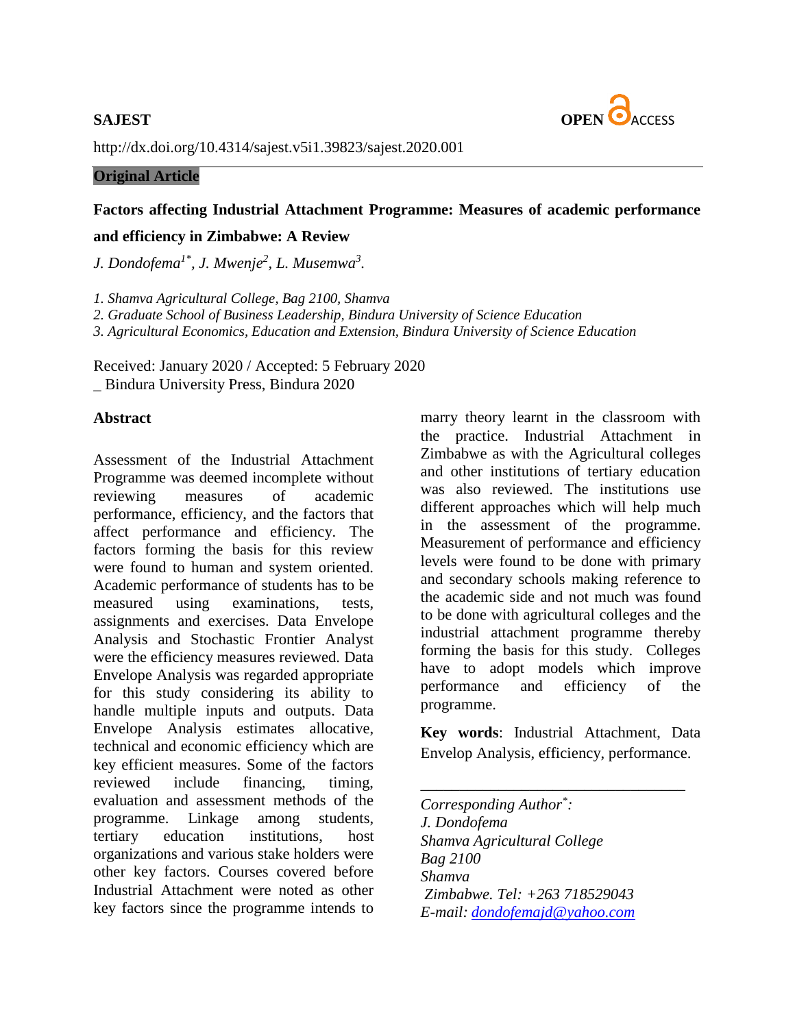SAJEST

OPEN ACCESS

http://dx.doi.org/10.4314/sajest.v5i1.39823/sajest.2020.001

**Original Article**

# Factors affecting Industrial Attachment Programme: Measures of academic performance and efficiency in Zimbabwe: A Review

*J. Dondofema*[1*], *J. Mwenje*[2], *L. Musemwa*[3].

1. *Shamva Agricultural College, Bag 2100, Shamva*
2. *Graduate School of Business Leadership, Bindura University of Science Education*
3. *Agricultural Economics, Education and Extension, Bindura University of Science Education*

Received: January 2020 / Accepted: 5 February 2020
_ Bindura University Press, Bindura 2020

## Abstract

Assessment of the Industrial Attachment Programme was deemed incomplete without reviewing measures of academic performance, efficiency, and the factors that affect performance and efficiency. The factors forming the basis for this review were found to human and system oriented. Academic performance of students has to be measured using examinations, tests, assignments and exercises. Data Envelope Analysis and Stochastic Frontier Analyst were the efficiency measures reviewed. Data Envelope Analysis was regarded appropriate for this study considering its ability to handle multiple inputs and outputs. Data Envelope Analysis estimates allocative, technical and economic efficiency which are key efficient measures. Some of the factors reviewed include financing, timing, evaluation and assessment methods of the programme. Linkage among students, tertiary education institutions, host organizations and various stake holders were other key factors. Courses covered before Industrial Attachment were noted as other key factors since the programme intends to marry theory learnt in the classroom with the practice. Industrial Attachment in Zimbabwe as with the Agricultural colleges and other institutions of tertiary education was also reviewed. The institutions use different approaches which will help much in the assessment of the programme. Measurement of performance and efficiency levels were found to be done with primary and secondary schools making reference to the academic side and not much was found to be done with agricultural colleges and the industrial attachment programme thereby forming the basis for this study. Colleges have to adopt models which improve performance and efficiency of the programme.

**Key words**: Industrial Attachment, Data Envelop Analysis, efficiency, performance.

---

*Corresponding Author[*]:*
*J. Dondofema*
*Shamva Agricultural College*
*Bag 2100*
*Shamva*
*Zimbabwe. Tel: +263 718529043*
*E-mail: dondofemajd@yahoo.com*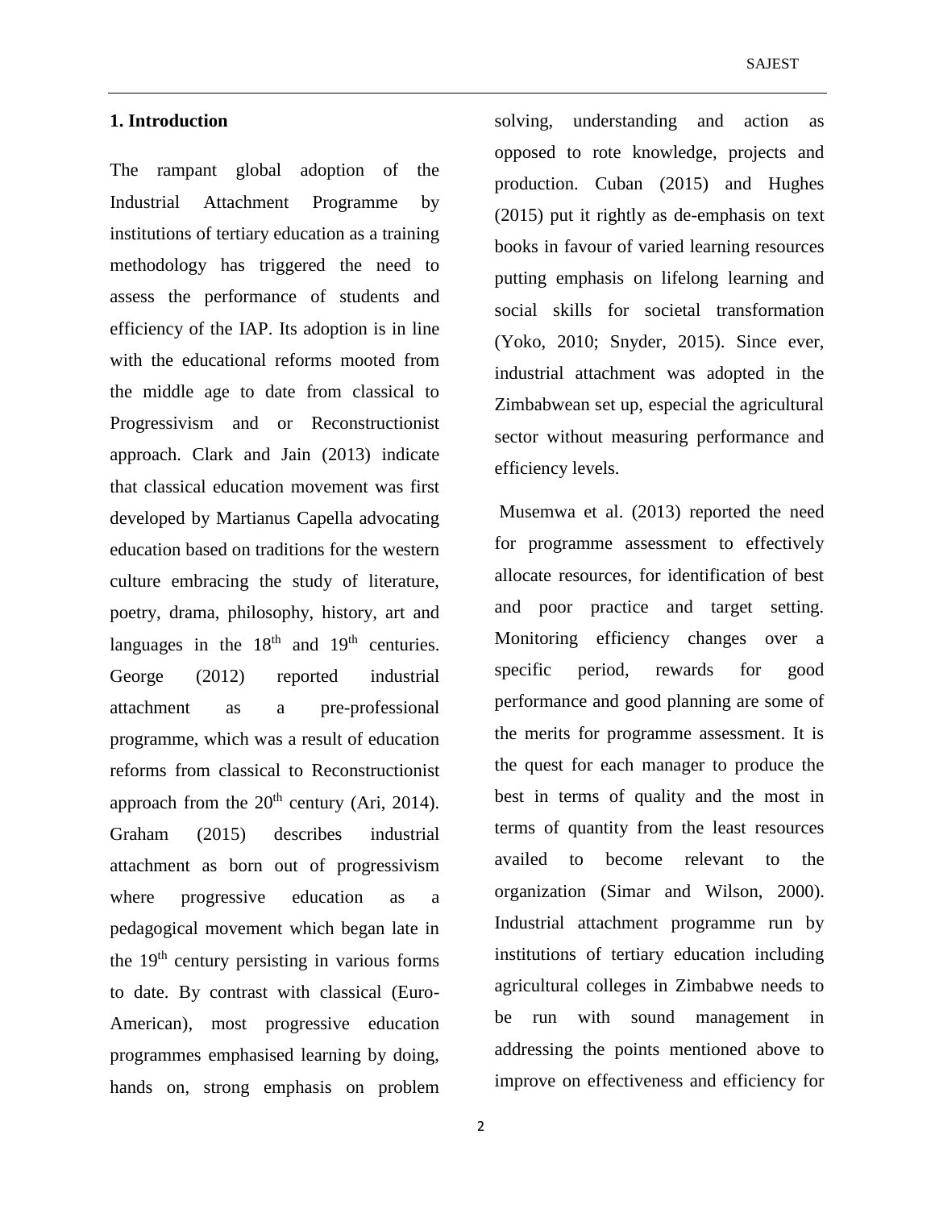## 1. Introduction

The rampant global adoption of the Industrial Attachment Programme by institutions of tertiary education as a training methodology has triggered the need to assess the performance of students and efficiency of the IAP. Its adoption is in line with the educational reforms mooted from the middle age to date from classical to Progressivism and or Reconstructionist approach. Clark and Jain (2013) indicate that classical education movement was first developed by Martianus Capella advocating education based on traditions for the western culture embracing the study of literature, poetry, drama, philosophy, history, art and languages in the 18th and 19th centuries. George (2012) reported industrial attachment as a pre-professional programme, which was a result of education reforms from classical to Reconstructionist approach from the 20th century (Ari, 2014). Graham (2015) describes industrial attachment as born out of progressivism where progressive education as a pedagogical movement which began late in the 19th century persisting in various forms to date. By contrast with classical (Euro-American), most progressive education programmes emphasised learning by doing, hands on, strong emphasis on problem solving, understanding and action as opposed to rote knowledge, projects and production. Cuban (2015) and Hughes (2015) put it rightly as de-emphasis on text books in favour of varied learning resources putting emphasis on lifelong learning and social skills for societal transformation (Yoko, 2010; Snyder, 2015). Since ever, industrial attachment was adopted in the Zimbabwean set up, especial the agricultural sector without measuring performance and efficiency levels.

Musemwa et al. (2013) reported the need for programme assessment to effectively allocate resources, for identification of best and poor practice and target setting. Monitoring efficiency changes over a specific period, rewards for good performance and good planning are some of the merits for programme assessment. It is the quest for each manager to produce the best in terms of quality and the most in terms of quantity from the least resources availed to become relevant to the organization (Simar and Wilson, 2000). Industrial attachment programme run by institutions of tertiary education including agricultural colleges in Zimbabwe needs to be run with sound management in addressing the points mentioned above to improve on effectiveness and efficiency for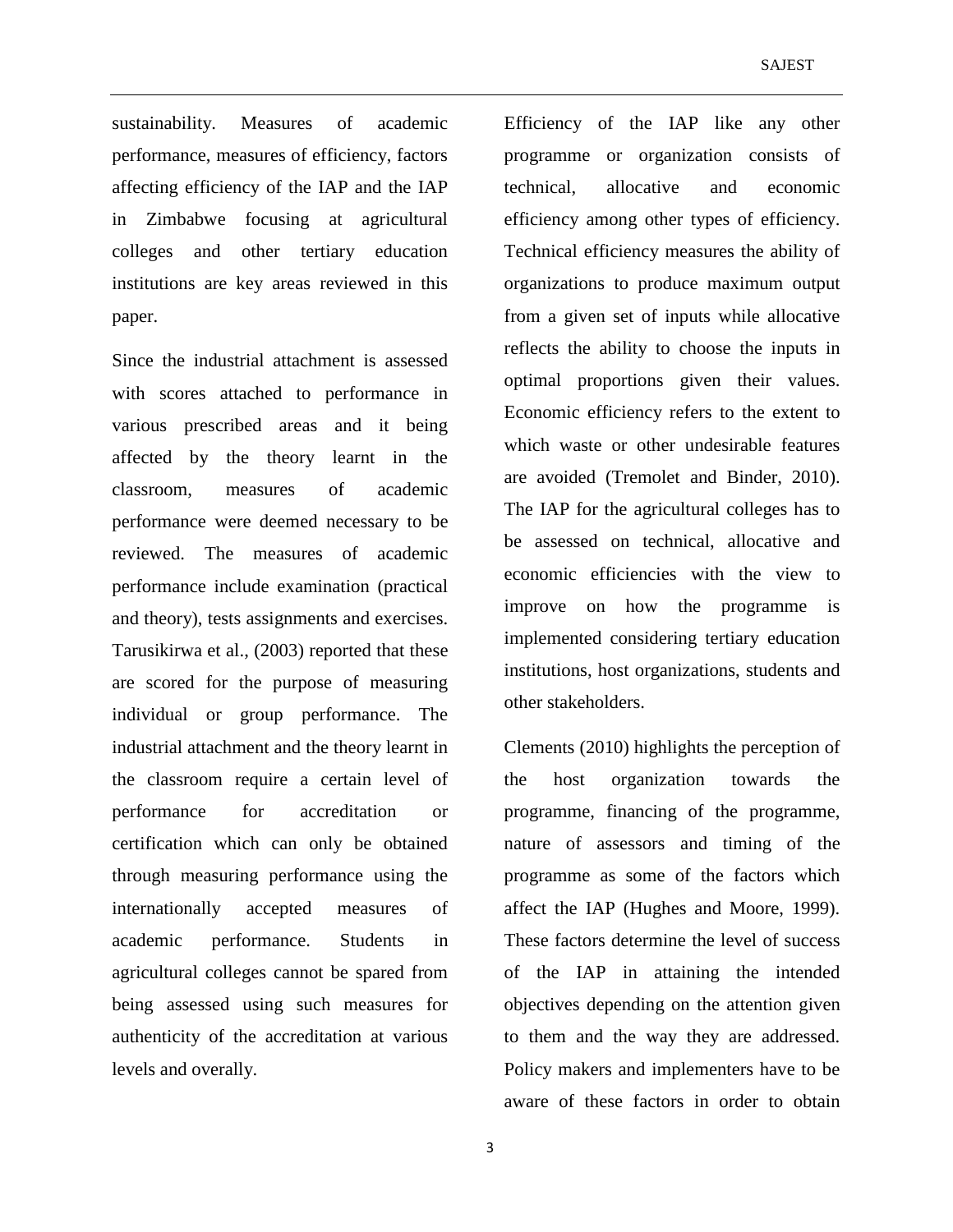sustainability. Measures of academic performance, measures of efficiency, factors affecting efficiency of the IAP and the IAP in Zimbabwe focusing at agricultural colleges and other tertiary education institutions are key areas reviewed in this paper.

Since the industrial attachment is assessed with scores attached to performance in various prescribed areas and it being affected by the theory learnt in the classroom, measures of academic performance were deemed necessary to be reviewed. The measures of academic performance include examination (practical and theory), tests assignments and exercises. Tarusikirwa et al., (2003) reported that these are scored for the purpose of measuring individual or group performance. The industrial attachment and the theory learnt in the classroom require a certain level of performance for accreditation or certification which can only be obtained through measuring performance using the internationally accepted measures of academic performance. Students in agricultural colleges cannot be spared from being assessed using such measures for authenticity of the accreditation at various levels and overally.

Efficiency of the IAP like any other programme or organization consists of technical, allocative and economic efficiency among other types of efficiency. Technical efficiency measures the ability of organizations to produce maximum output from a given set of inputs while allocative reflects the ability to choose the inputs in optimal proportions given their values. Economic efficiency refers to the extent to which waste or other undesirable features are avoided (Tremolet and Binder, 2010). The IAP for the agricultural colleges has to be assessed on technical, allocative and economic efficiencies with the view to improve on how the programme is implemented considering tertiary education institutions, host organizations, students and other stakeholders.

Clements (2010) highlights the perception of the host organization towards the programme, financing of the programme, nature of assessors and timing of the programme as some of the factors which affect the IAP (Hughes and Moore, 1999). These factors determine the level of success of the IAP in attaining the intended objectives depending on the attention given to them and the way they are addressed. Policy makers and implementers have to be aware of these factors in order to obtain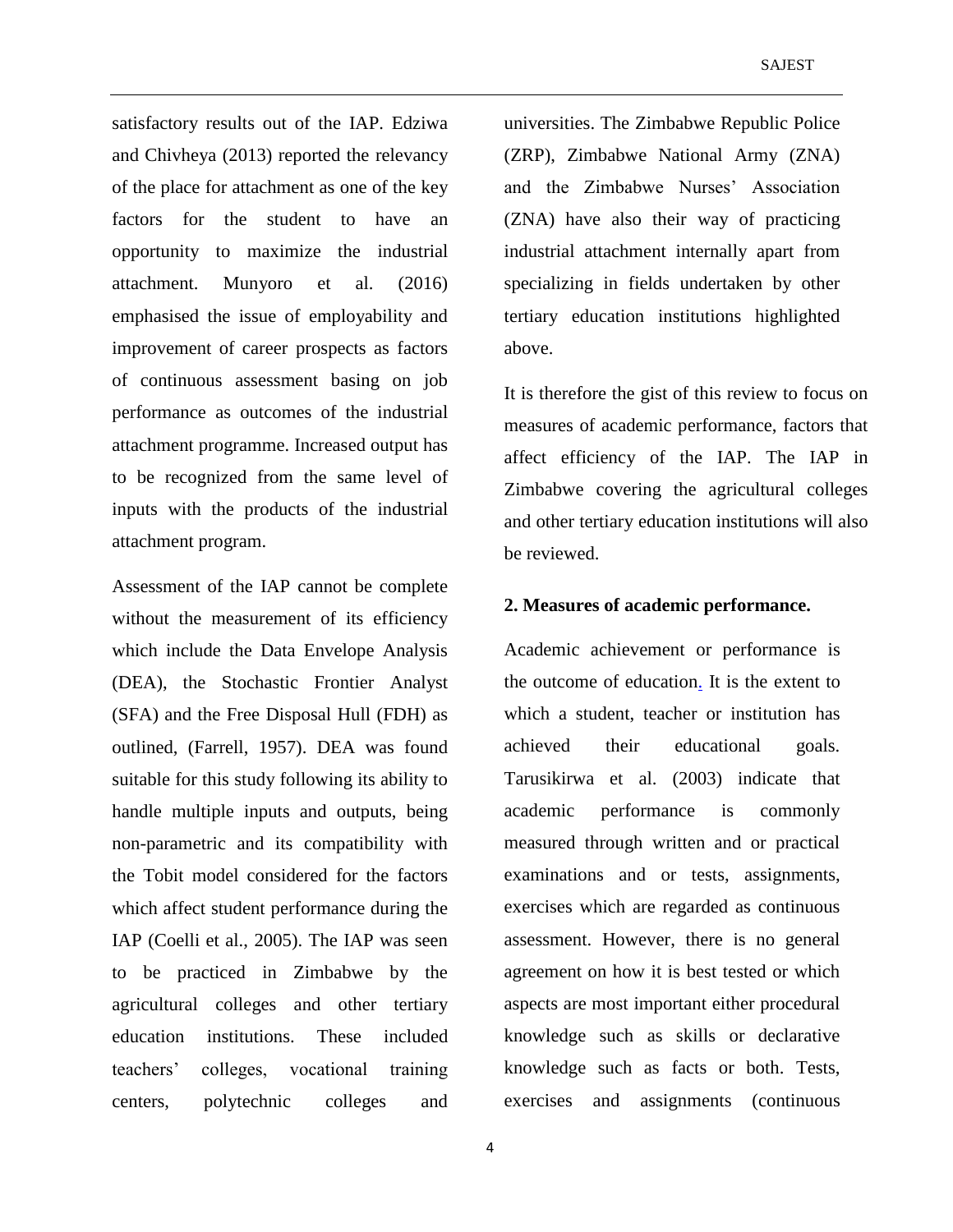satisfactory results out of the IAP. Edziwa and Chivheya (2013) reported the relevancy of the place for attachment as one of the key factors for the student to have an opportunity to maximize the industrial attachment. Munyoro et al. (2016) emphasised the issue of employability and improvement of career prospects as factors of continuous assessment basing on job performance as outcomes of the industrial attachment programme. Increased output has to be recognized from the same level of inputs with the products of the industrial attachment program.

Assessment of the IAP cannot be complete without the measurement of its efficiency which include the Data Envelope Analysis (DEA), the Stochastic Frontier Analyst (SFA) and the Free Disposal Hull (FDH) as outlined, (Farrell, 1957). DEA was found suitable for this study following its ability to handle multiple inputs and outputs, being non-parametric and its compatibility with the Tobit model considered for the factors which affect student performance during the IAP (Coelli et al., 2005). The IAP was seen to be practiced in Zimbabwe by the agricultural colleges and other tertiary education institutions. These included teachers' colleges, vocational training centers, polytechnic colleges and universities. The Zimbabwe Republic Police (ZRP), Zimbabwe National Army (ZNA) and the Zimbabwe Nurses' Association (ZNA) have also their way of practicing industrial attachment internally apart from specializing in fields undertaken by other tertiary education institutions highlighted above.

It is therefore the gist of this review to focus on measures of academic performance, factors that affect efficiency of the IAP. The IAP in Zimbabwe covering the agricultural colleges and other tertiary education institutions will also be reviewed.

## 2. Measures of academic performance.

Academic achievement or performance is the outcome of education. It is the extent to which a student, teacher or institution has achieved their educational goals. Tarusikirwa et al. (2003) indicate that academic performance is commonly measured through written and or practical examinations and or tests, assignments, exercises which are regarded as continuous assessment. However, there is no general agreement on how it is best tested or which aspects are most important either procedural knowledge such as skills or declarative knowledge such as facts or both. Tests, exercises and assignments (continuous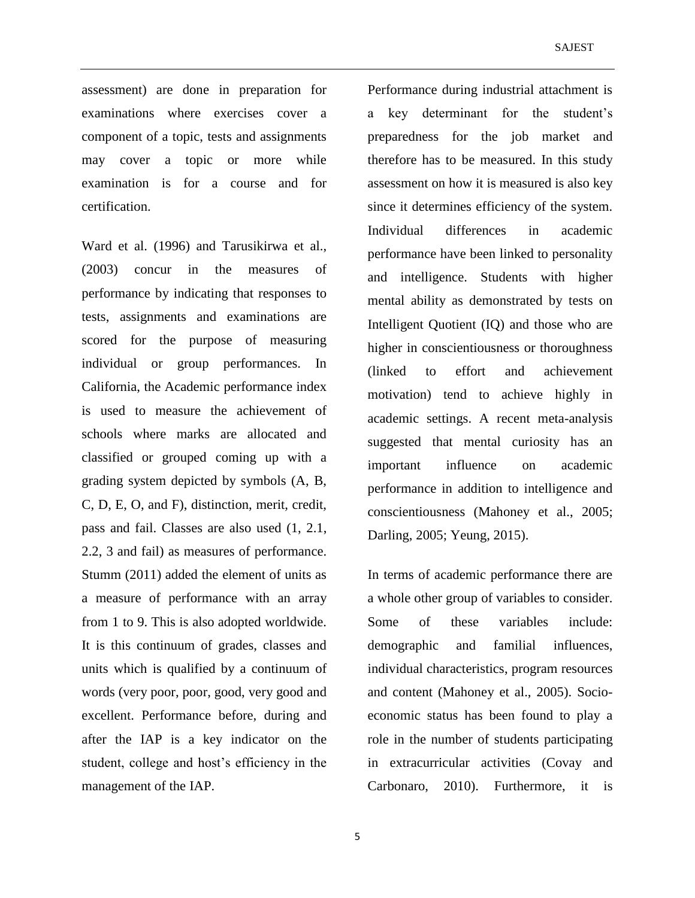assessment) are done in preparation for examinations where exercises cover a component of a topic, tests and assignments may cover a topic or more while examination is for a course and for certification.

Ward et al. (1996) and Tarusikirwa et al., (2003) concur in the measures of performance by indicating that responses to tests, assignments and examinations are scored for the purpose of measuring individual or group performances. In California, the Academic performance index is used to measure the achievement of schools where marks are allocated and classified or grouped coming up with a grading system depicted by symbols (A, B, C, D, E, O, and F), distinction, merit, credit, pass and fail. Classes are also used (1, 2.1, 2.2, 3 and fail) as measures of performance. Stumm (2011) added the element of units as a measure of performance with an array from 1 to 9. This is also adopted worldwide. It is this continuum of grades, classes and units which is qualified by a continuum of words (very poor, poor, good, very good and excellent. Performance before, during and after the IAP is a key indicator on the student, college and host's efficiency in the management of the IAP.

Performance during industrial attachment is a key determinant for the student's preparedness for the job market and therefore has to be measured. In this study assessment on how it is measured is also key since it determines efficiency of the system. Individual differences in academic performance have been linked to personality and intelligence. Students with higher mental ability as demonstrated by tests on Intelligent Quotient (IQ) and those who are higher in conscientiousness or thoroughness (linked to effort and achievement motivation) tend to achieve highly in academic settings. A recent meta-analysis suggested that mental curiosity has an important influence on academic performance in addition to intelligence and conscientiousness (Mahoney et al., 2005; Darling, 2005; Yeung, 2015).

In terms of academic performance there are a whole other group of variables to consider. Some of these variables include: demographic and familial influences, individual characteristics, program resources and content (Mahoney et al., 2005). Socio-economic status has been found to play a role in the number of students participating in extracurricular activities (Covay and Carbonaro, 2010). Furthermore, it is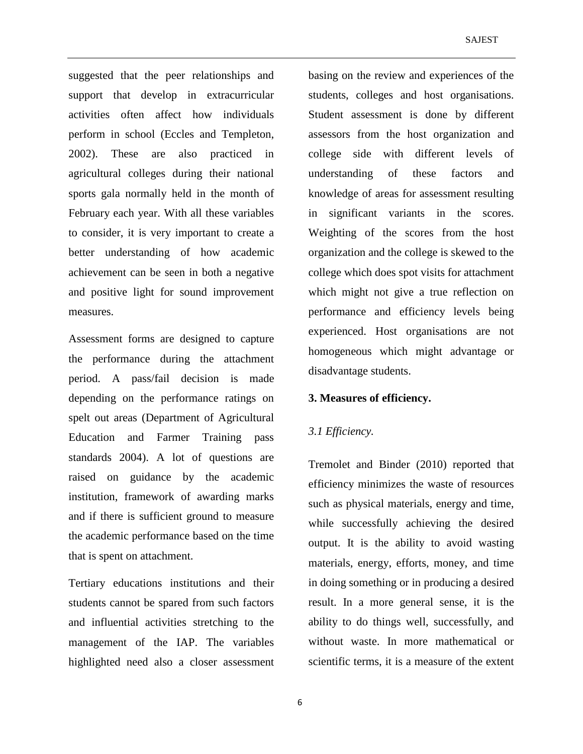suggested that the peer relationships and support that develop in extracurricular activities often affect how individuals perform in school (Eccles and Templeton, 2002). These are also practiced in agricultural colleges during their national sports gala normally held in the month of February each year. With all these variables to consider, it is very important to create a better understanding of how academic achievement can be seen in both a negative and positive light for sound improvement measures.

Assessment forms are designed to capture the performance during the attachment period. A pass/fail decision is made depending on the performance ratings on spelt out areas (Department of Agricultural Education and Farmer Training pass standards 2004). A lot of questions are raised on guidance by the academic institution, framework of awarding marks and if there is sufficient ground to measure the academic performance based on the time that is spent on attachment.

Tertiary educations institutions and their students cannot be spared from such factors and influential activities stretching to the management of the IAP. The variables highlighted need also a closer assessment basing on the review and experiences of the students, colleges and host organisations. Student assessment is done by different assessors from the host organization and college side with different levels of understanding of these factors and knowledge of areas for assessment resulting in significant variants in the scores. Weighting of the scores from the host organization and the college is skewed to the college which does spot visits for attachment which might not give a true reflection on performance and efficiency levels being experienced. Host organisations are not homogeneous which might advantage or disadvantage students.

## 3. Measures of efficiency.

### *3.1 Efficiency.*

Tremolet and Binder (2010) reported that efficiency minimizes the waste of resources such as physical materials, energy and time, while successfully achieving the desired output. It is the ability to avoid wasting materials, energy, efforts, money, and time in doing something or in producing a desired result. In a more general sense, it is the ability to do things well, successfully, and without waste. In more mathematical or scientific terms, it is a measure of the extent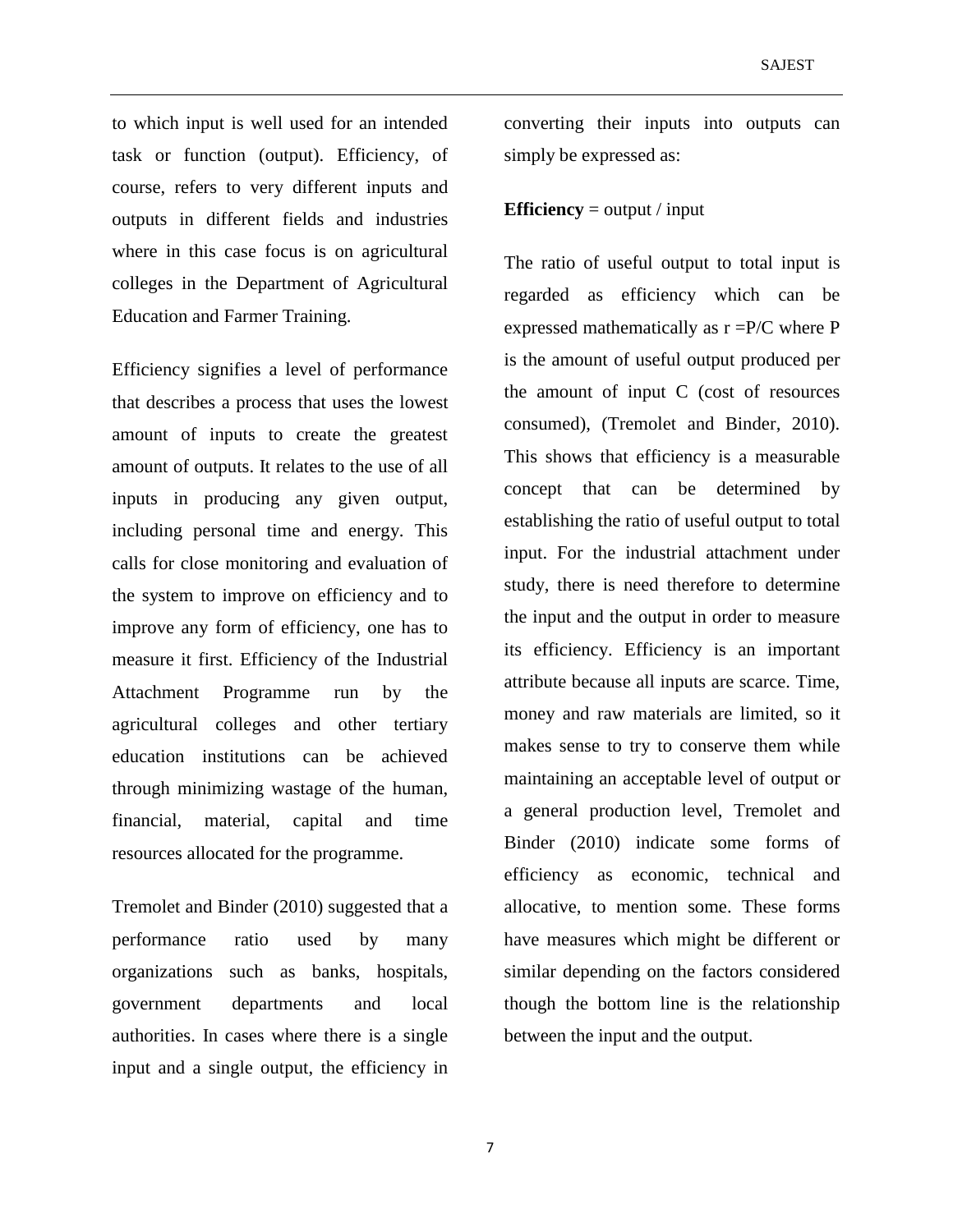to which input is well used for an intended task or function (output). Efficiency, of course, refers to very different inputs and outputs in different fields and industries where in this case focus is on agricultural colleges in the Department of Agricultural Education and Farmer Training.

Efficiency signifies a level of performance that describes a process that uses the lowest amount of inputs to create the greatest amount of outputs. It relates to the use of all inputs in producing any given output, including personal time and energy. This calls for close monitoring and evaluation of the system to improve on efficiency and to improve any form of efficiency, one has to measure it first. Efficiency of the Industrial Attachment Programme run by the agricultural colleges and other tertiary education institutions can be achieved through minimizing wastage of the human, financial, material, capital and time resources allocated for the programme.

Tremolet and Binder (2010) suggested that a performance ratio used by many organizations such as banks, hospitals, government departments and local authorities. In cases where there is a single input and a single output, the efficiency in converting their inputs into outputs can simply be expressed as:

**Efficiency** = output / input

The ratio of useful output to total input is regarded as efficiency which can be expressed mathematically as $r = P/C$ where P is the amount of useful output produced per the amount of input C (cost of resources consumed), (Tremolet and Binder, 2010). This shows that efficiency is a measurable concept that can be determined by establishing the ratio of useful output to total input. For the industrial attachment under study, there is need therefore to determine the input and the output in order to measure its efficiency. Efficiency is an important attribute because all inputs are scarce. Time, money and raw materials are limited, so it makes sense to try to conserve them while maintaining an acceptable level of output or a general production level, Tremolet and Binder (2010) indicate some forms of efficiency as economic, technical and allocative, to mention some. These forms have measures which might be different or similar depending on the factors considered though the bottom line is the relationship between the input and the output.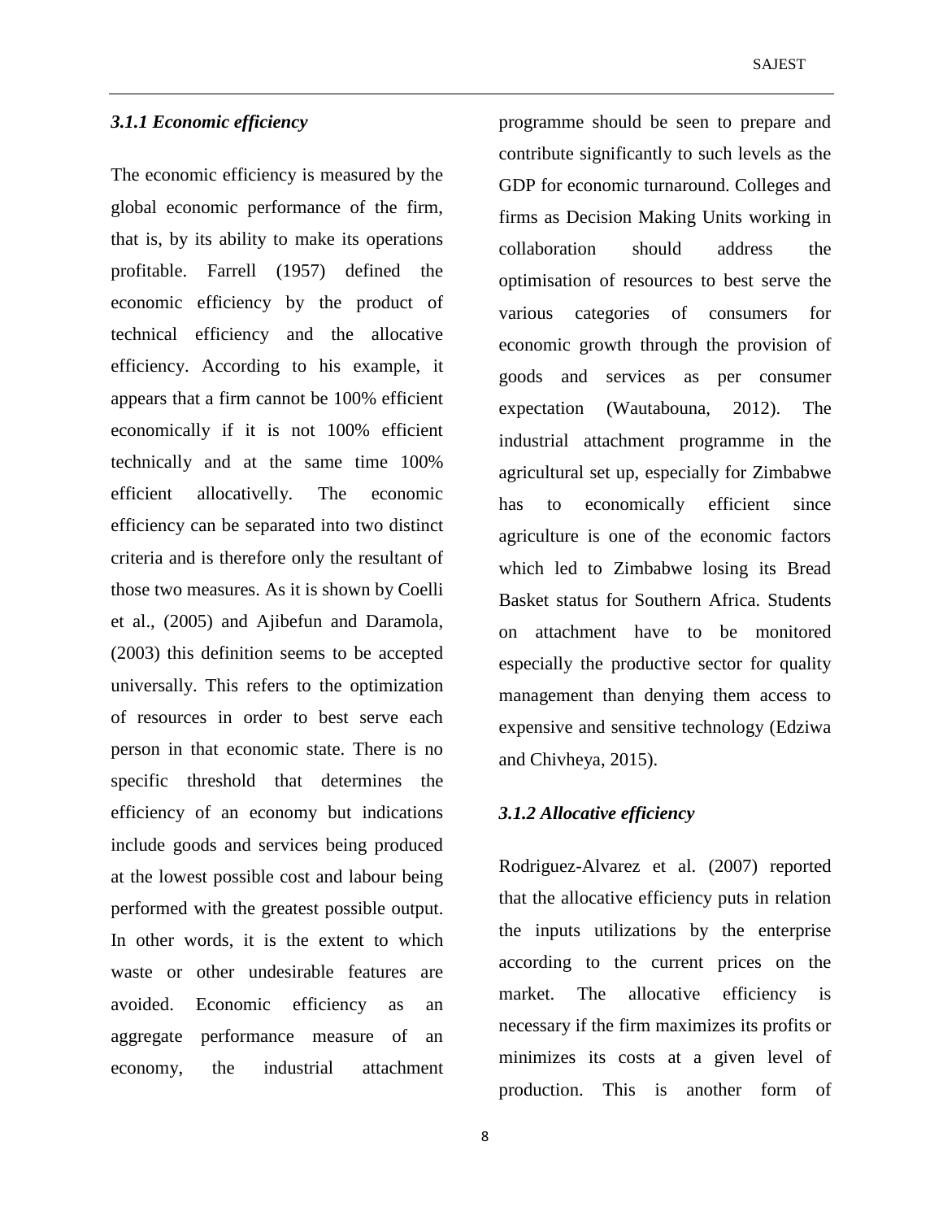#### *3.1.1 Economic efficiency*

The economic efficiency is measured by the global economic performance of the firm, that is, by its ability to make its operations profitable. Farrell (1957) defined the economic efficiency by the product of technical efficiency and the allocative efficiency. According to his example, it appears that a firm cannot be 100% efficient economically if it is not 100% efficient technically and at the same time 100% efficient allocativelly. The economic efficiency can be separated into two distinct criteria and is therefore only the resultant of those two measures. As it is shown by Coelli et al., (2005) and Ajibefun and Daramola, (2003) this definition seems to be accepted universally. This refers to the optimization of resources in order to best serve each person in that economic state. There is no specific threshold that determines the efficiency of an economy but indications include goods and services being produced at the lowest possible cost and labour being performed with the greatest possible output. In other words, it is the extent to which waste or other undesirable features are avoided. Economic efficiency as an aggregate performance measure of an economy, the industrial attachment programme should be seen to prepare and contribute significantly to such levels as the GDP for economic turnaround. Colleges and firms as Decision Making Units working in collaboration should address the optimisation of resources to best serve the various categories of consumers for economic growth through the provision of goods and services as per consumer expectation (Wautabouna, 2012). The industrial attachment programme in the agricultural set up, especially for Zimbabwe has to economically efficient since agriculture is one of the economic factors which led to Zimbabwe losing its Bread Basket status for Southern Africa. Students on attachment have to be monitored especially the productive sector for quality management than denying them access to expensive and sensitive technology (Edziwa and Chivheya, 2015).

#### *3.1.2 Allocative efficiency*

Rodriguez-Alvarez et al. (2007) reported that the allocative efficiency puts in relation the inputs utilizations by the enterprise according to the current prices on the market. The allocative efficiency is necessary if the firm maximizes its profits or minimizes its costs at a given level of production. This is another form of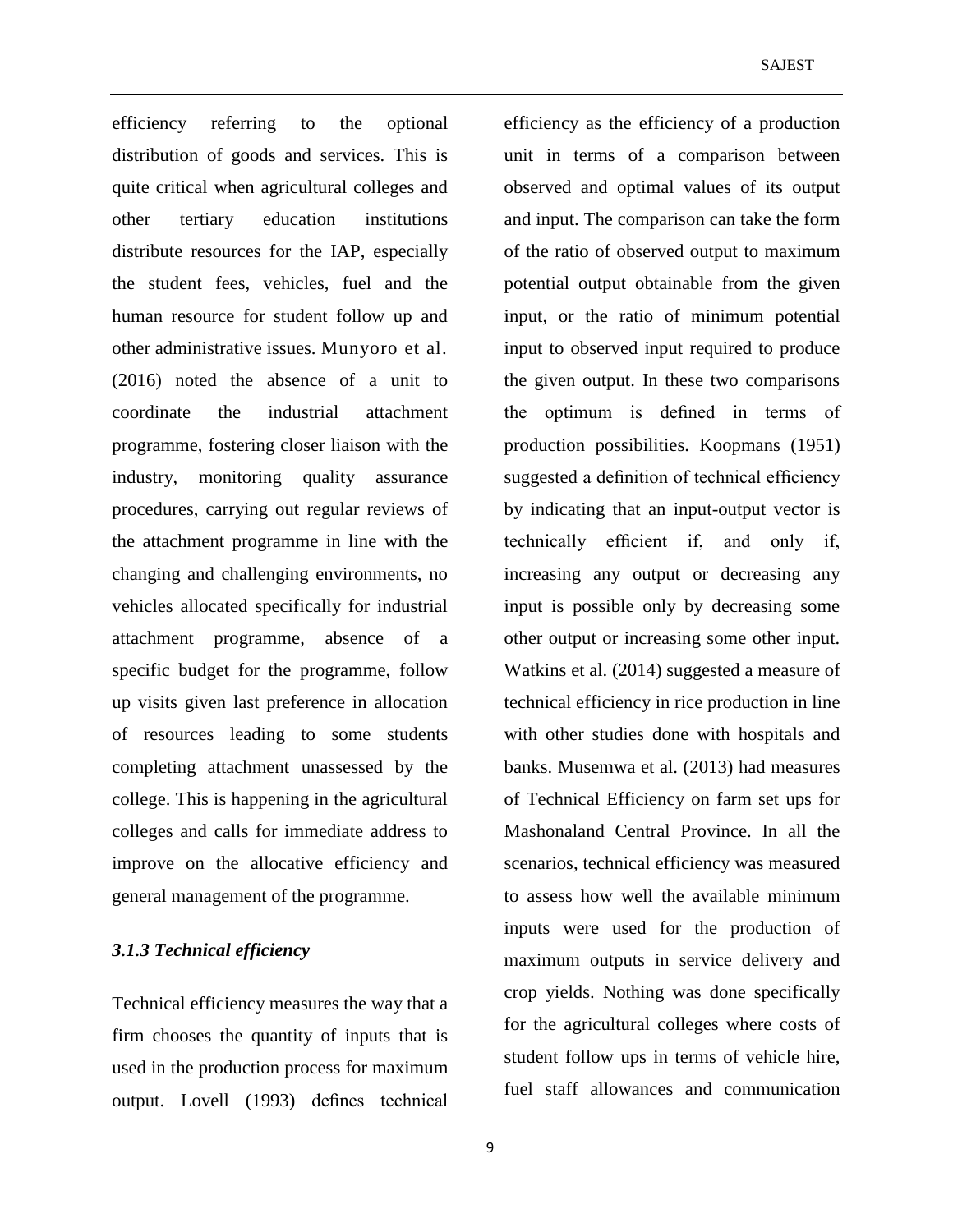efficiency referring to the optional distribution of goods and services. This is quite critical when agricultural colleges and other tertiary education institutions distribute resources for the IAP, especially the student fees, vehicles, fuel and the human resource for student follow up and other administrative issues. Munyoro et al. (2016) noted the absence of a unit to coordinate the industrial attachment programme, fostering closer liaison with the industry, monitoring quality assurance procedures, carrying out regular reviews of the attachment programme in line with the changing and challenging environments, no vehicles allocated specifically for industrial attachment programme, absence of a specific budget for the programme, follow up visits given last preference in allocation of resources leading to some students completing attachment unassessed by the college. This is happening in the agricultural colleges and calls for immediate address to improve on the allocative efficiency and general management of the programme.

### *3.1.3 Technical efficiency*

Technical efficiency measures the way that a firm chooses the quantity of inputs that is used in the production process for maximum output. Lovell (1993) defines technical efficiency as the efficiency of a production unit in terms of a comparison between observed and optimal values of its output and input. The comparison can take the form of the ratio of observed output to maximum potential output obtainable from the given input, or the ratio of minimum potential input to observed input required to produce the given output. In these two comparisons the optimum is defined in terms of production possibilities. Koopmans (1951) suggested a definition of technical efficiency by indicating that an input-output vector is technically efficient if, and only if, increasing any output or decreasing any input is possible only by decreasing some other output or increasing some other input. Watkins et al. (2014) suggested a measure of technical efficiency in rice production in line with other studies done with hospitals and banks. Musemwa et al. (2013) had measures of Technical Efficiency on farm set ups for Mashonaland Central Province. In all the scenarios, technical efficiency was measured to assess how well the available minimum inputs were used for the production of maximum outputs in service delivery and crop yields. Nothing was done specifically for the agricultural colleges where costs of student follow ups in terms of vehicle hire, fuel staff allowances and communication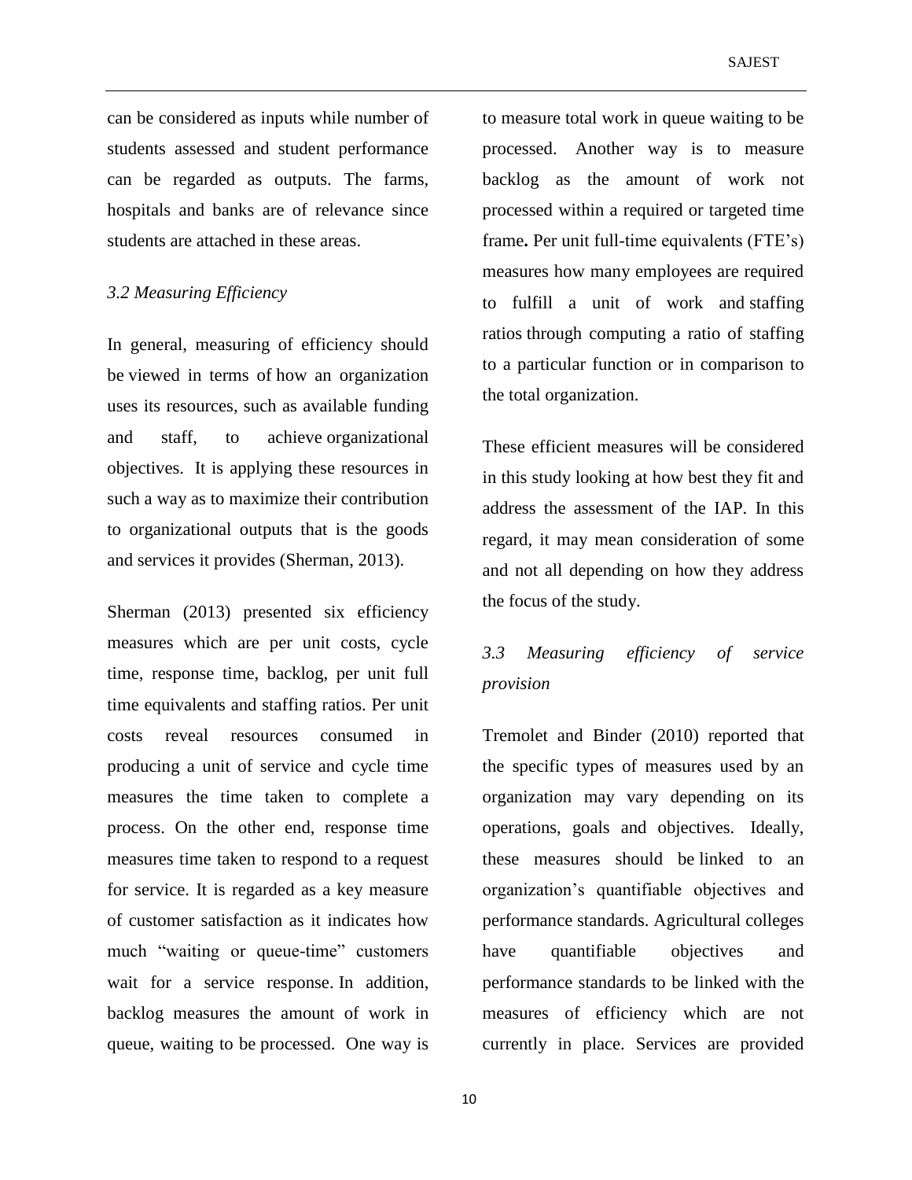can be considered as inputs while number of students assessed and student performance can be regarded as outputs. The farms, hospitals and banks are of relevance since students are attached in these areas.

### *3.2 Measuring Efficiency*

In general, measuring of efficiency should be viewed in terms of how an organization uses its resources, such as available funding and staff, to achieve organizational objectives. It is applying these resources in such a way as to maximize their contribution to organizational outputs that is the goods and services it provides (Sherman, 2013).

Sherman (2013) presented six efficiency measures which are per unit costs, cycle time, response time, backlog, per unit full time equivalents and staffing ratios. Per unit costs reveal resources consumed in producing a unit of service and cycle time measures the time taken to complete a process. On the other end, response time measures time taken to respond to a request for service. It is regarded as a key measure of customer satisfaction as it indicates how much "waiting or queue-time" customers wait for a service response. In addition, backlog measures the amount of work in queue, waiting to be processed. One way is to measure total work in queue waiting to be processed. Another way is to measure backlog as the amount of work not processed within a required or targeted time frame**.** Per unit full-time equivalents (FTE's) measures how many employees are required to fulfill a unit of work and staffing ratios through computing a ratio of staffing to a particular function or in comparison to the total organization.

These efficient measures will be considered in this study looking at how best they fit and address the assessment of the IAP. In this regard, it may mean consideration of some and not all depending on how they address the focus of the study.

### *3.3 Measuring efficiency of service provision*

Tremolet and Binder (2010) reported that the specific types of measures used by an organization may vary depending on its operations, goals and objectives. Ideally, these measures should be linked to an organization's quantifiable objectives and performance standards. Agricultural colleges have quantifiable objectives and performance standards to be linked with the measures of efficiency which are not currently in place. Services are provided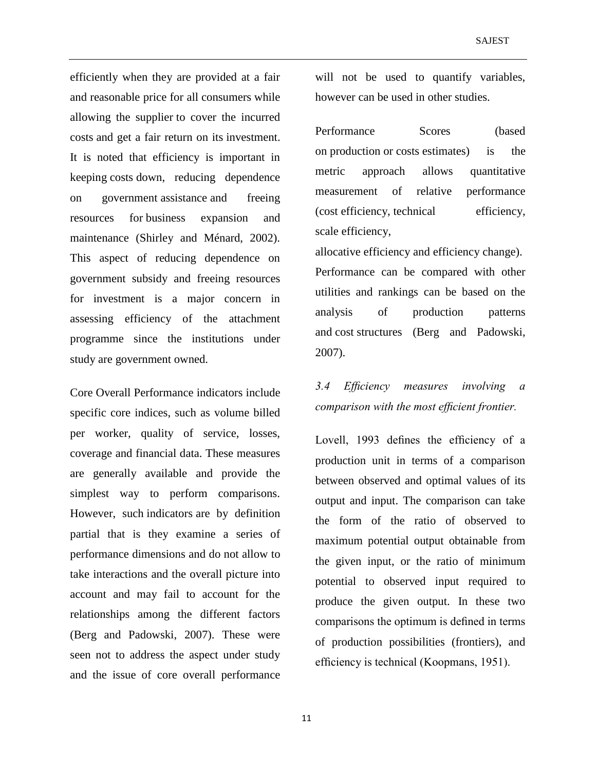efficiently when they are provided at a fair and reasonable price for all consumers while allowing the supplier to cover the incurred costs and get a fair return on its investment. It is noted that efficiency is important in keeping costs down, reducing dependence on government assistance and freeing resources for business expansion and maintenance (Shirley and Ménard, 2002). This aspect of reducing dependence on government subsidy and freeing resources for investment is a major concern in assessing efficiency of the attachment programme since the institutions under study are government owned.

Core Overall Performance indicators include specific core indices, such as volume billed per worker, quality of service, losses, coverage and financial data. These measures are generally available and provide the simplest way to perform comparisons. However, such indicators are by definition partial that is they examine a series of performance dimensions and do not allow to take interactions and the overall picture into account and may fail to account for the relationships among the different factors (Berg and Padowski, 2007). These were seen not to address the aspect under study and the issue of core overall performance will not be used to quantify variables, however can be used in other studies.

Performance Scores (based on production or costs estimates) is the metric approach allows quantitative measurement of relative performance (cost efficiency, technical efficiency, scale efficiency,

allocative efficiency and efficiency change). Performance can be compared with other utilities and rankings can be based on the analysis of production patterns and cost structures (Berg and Padowski, 2007).

### *3.4 Efficiency measures involving a comparison with the most efficient frontier.*

Lovell, 1993 defines the efficiency of a production unit in terms of a comparison between observed and optimal values of its output and input. The comparison can take the form of the ratio of observed to maximum potential output obtainable from the given input, or the ratio of minimum potential to observed input required to produce the given output. In these two comparisons the optimum is defined in terms of production possibilities (frontiers), and efficiency is technical (Koopmans, 1951).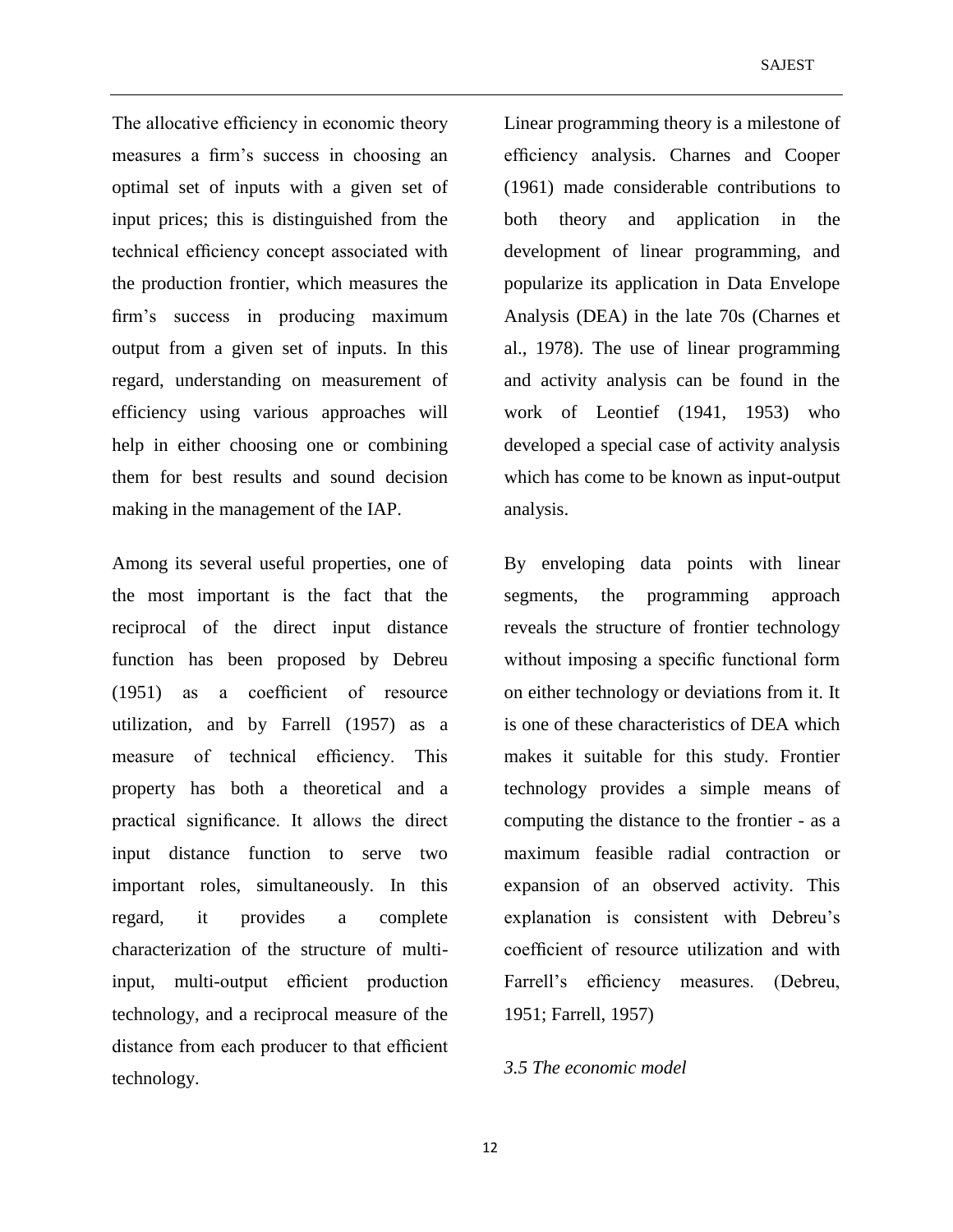The allocative efficiency in economic theory measures a firm's success in choosing an optimal set of inputs with a given set of input prices; this is distinguished from the technical efficiency concept associated with the production frontier, which measures the firm's success in producing maximum output from a given set of inputs. In this regard, understanding on measurement of efficiency using various approaches will help in either choosing one or combining them for best results and sound decision making in the management of the IAP.

Among its several useful properties, one of the most important is the fact that the reciprocal of the direct input distance function has been proposed by Debreu (1951) as a coefficient of resource utilization, and by Farrell (1957) as a measure of technical efficiency. This property has both a theoretical and a practical significance. It allows the direct input distance function to serve two important roles, simultaneously. In this regard, it provides a complete characterization of the structure of multi-input, multi-output efficient production technology, and a reciprocal measure of the distance from each producer to that efficient technology.

Linear programming theory is a milestone of efficiency analysis. Charnes and Cooper (1961) made considerable contributions to both theory and application in the development of linear programming, and popularize its application in Data Envelope Analysis (DEA) in the late 70s (Charnes et al., 1978). The use of linear programming and activity analysis can be found in the work of Leontief (1941, 1953) who developed a special case of activity analysis which has come to be known as input-output analysis.

By enveloping data points with linear segments, the programming approach reveals the structure of frontier technology without imposing a specific functional form on either technology or deviations from it. It is one of these characteristics of DEA which makes it suitable for this study. Frontier technology provides a simple means of computing the distance to the frontier - as a maximum feasible radial contraction or expansion of an observed activity. This explanation is consistent with Debreu's coefficient of resource utilization and with Farrell's efficiency measures. (Debreu, 1951; Farrell, 1957)

### *3.5 The economic model*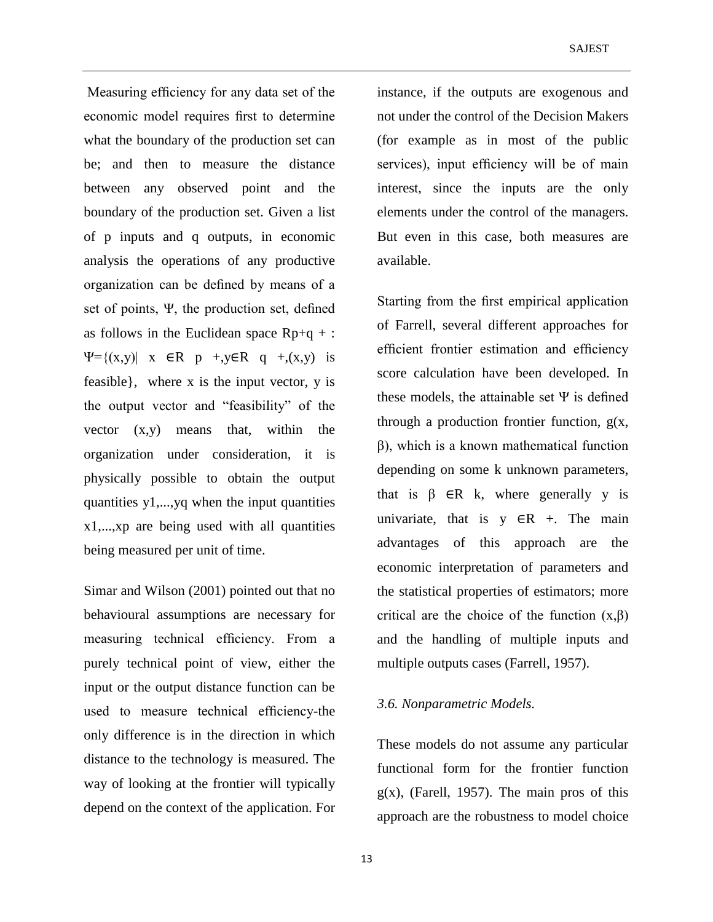Measuring efficiency for any data set of the economic model requires first to determine what the boundary of the production set can be; and then to measure the distance between any observed point and the boundary of the production set. Given a list of p inputs and q outputs, in economic analysis the operations of any productive organization can be defined by means of a set of points, $\Psi$, the production set, defined as follows in the Euclidean space $R^{p+q}_{+}$ : $\Psi=\{(x,y) \mid x \in R^{p}_{+}, y \in R^{q}_{+}, (x,y) \text{ is feasible}\}$, where x is the input vector, y is the output vector and "feasibility" of the vector (x,y) means that, within the organization under consideration, it is physically possible to obtain the output quantities $y_1,...,y_q$ when the input quantities $x_1,...,x_p$ are being used with all quantities being measured per unit of time.

Simar and Wilson (2001) pointed out that no behavioural assumptions are necessary for measuring technical efficiency. From a purely technical point of view, either the input or the output distance function can be used to measure technical efficiency-the only difference is in the direction in which distance to the technology is measured. The way of looking at the frontier will typically depend on the context of the application. For instance, if the outputs are exogenous and not under the control of the Decision Makers (for example as in most of the public services), input efficiency will be of main interest, since the inputs are the only elements under the control of the managers. But even in this case, both measures are available.

Starting from the first empirical application of Farrell, several different approaches for efficient frontier estimation and efficiency score calculation have been developed. In these models, the attainable set $\Psi$ is defined through a production frontier function, $g(x, \beta)$, which is a known mathematical function depending on some k unknown parameters, that is $\beta \in R^{k}$, where generally y is univariate, that is $y \in R_{+}$. The main advantages of this approach are the economic interpretation of parameters and the statistical properties of estimators; more critical are the choice of the function $(x,\beta)$ and the handling of multiple inputs and multiple outputs cases (Farrell, 1957).

*3.6. Nonparametric Models.*

These models do not assume any particular functional form for the frontier function $g(x)$, (Farell, 1957). The main pros of this approach are the robustness to model choice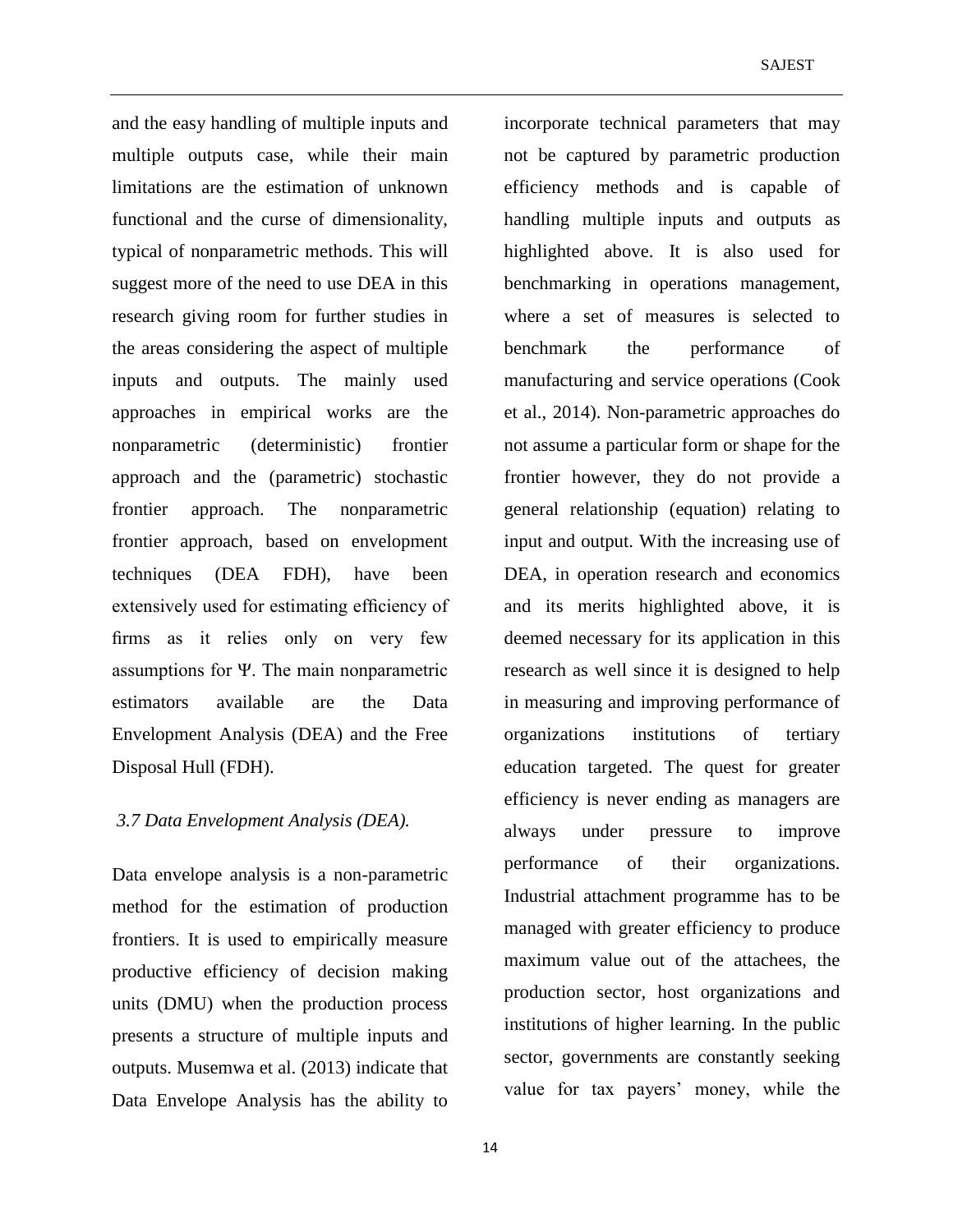and the easy handling of multiple inputs and multiple outputs case, while their main limitations are the estimation of unknown functional and the curse of dimensionality, typical of nonparametric methods. This will suggest more of the need to use DEA in this research giving room for further studies in the areas considering the aspect of multiple inputs and outputs. The mainly used approaches in empirical works are the nonparametric (deterministic) frontier approach and the (parametric) stochastic frontier approach. The nonparametric frontier approach, based on envelopment techniques (DEA FDH), have been extensively used for estimating efficiency of firms as it relies only on very few assumptions for $\Psi$. The main nonparametric estimators available are the Data Envelopment Analysis (DEA) and the Free Disposal Hull (FDH).

### *3.7 Data Envelopment Analysis (DEA).*

Data envelope analysis is a non-parametric method for the estimation of production frontiers. It is used to empirically measure productive efficiency of decision making units (DMU) when the production process presents a structure of multiple inputs and outputs. Musemwa et al. (2013) indicate that Data Envelope Analysis has the ability to incorporate technical parameters that may not be captured by parametric production efficiency methods and is capable of handling multiple inputs and outputs as highlighted above. It is also used for benchmarking in operations management, where a set of measures is selected to benchmark the performance of manufacturing and service operations (Cook et al., 2014). Non-parametric approaches do not assume a particular form or shape for the frontier however, they do not provide a general relationship (equation) relating to input and output. With the increasing use of DEA, in operation research and economics and its merits highlighted above, it is deemed necessary for its application in this research as well since it is designed to help in measuring and improving performance of organizations institutions of tertiary education targeted. The quest for greater efficiency is never ending as managers are always under pressure to improve performance of their organizations. Industrial attachment programme has to be managed with greater efficiency to produce maximum value out of the attachees, the production sector, host organizations and institutions of higher learning. In the public sector, governments are constantly seeking value for tax payers' money, while the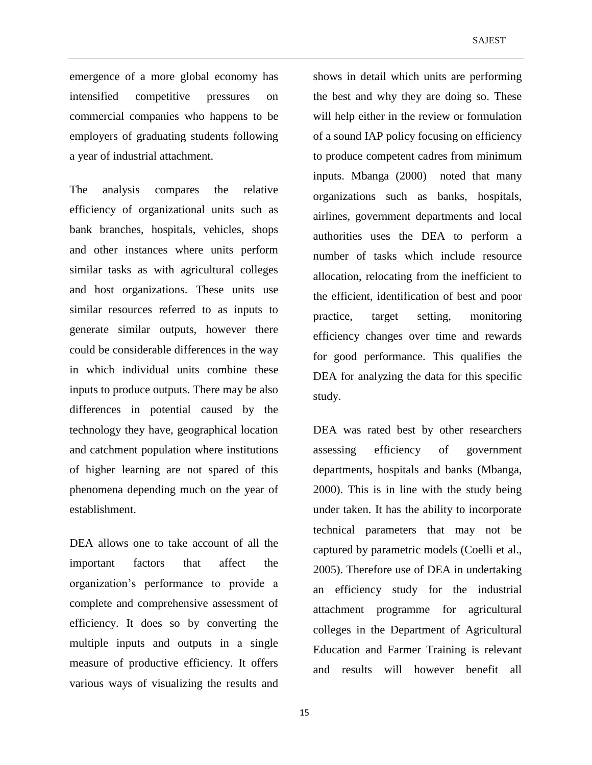emergence of a more global economy has intensified competitive pressures on commercial companies who happens to be employers of graduating students following a year of industrial attachment.

The analysis compares the relative efficiency of organizational units such as bank branches, hospitals, vehicles, shops and other instances where units perform similar tasks as with agricultural colleges and host organizations. These units use similar resources referred to as inputs to generate similar outputs, however there could be considerable differences in the way in which individual units combine these inputs to produce outputs. There may be also differences in potential caused by the technology they have, geographical location and catchment population where institutions of higher learning are not spared of this phenomena depending much on the year of establishment.

DEA allows one to take account of all the important factors that affect the organization's performance to provide a complete and comprehensive assessment of efficiency. It does so by converting the multiple inputs and outputs in a single measure of productive efficiency. It offers various ways of visualizing the results and shows in detail which units are performing the best and why they are doing so. These will help either in the review or formulation of a sound IAP policy focusing on efficiency to produce competent cadres from minimum inputs. Mbanga (2000) noted that many organizations such as banks, hospitals, airlines, government departments and local authorities uses the DEA to perform a number of tasks which include resource allocation, relocating from the inefficient to the efficient, identification of best and poor practice, target setting, monitoring efficiency changes over time and rewards for good performance. This qualifies the DEA for analyzing the data for this specific study.

DEA was rated best by other researchers assessing efficiency of government departments, hospitals and banks (Mbanga, 2000). This is in line with the study being under taken. It has the ability to incorporate technical parameters that may not be captured by parametric models (Coelli et al., 2005). Therefore use of DEA in undertaking an efficiency study for the industrial attachment programme for agricultural colleges in the Department of Agricultural Education and Farmer Training is relevant and results will however benefit all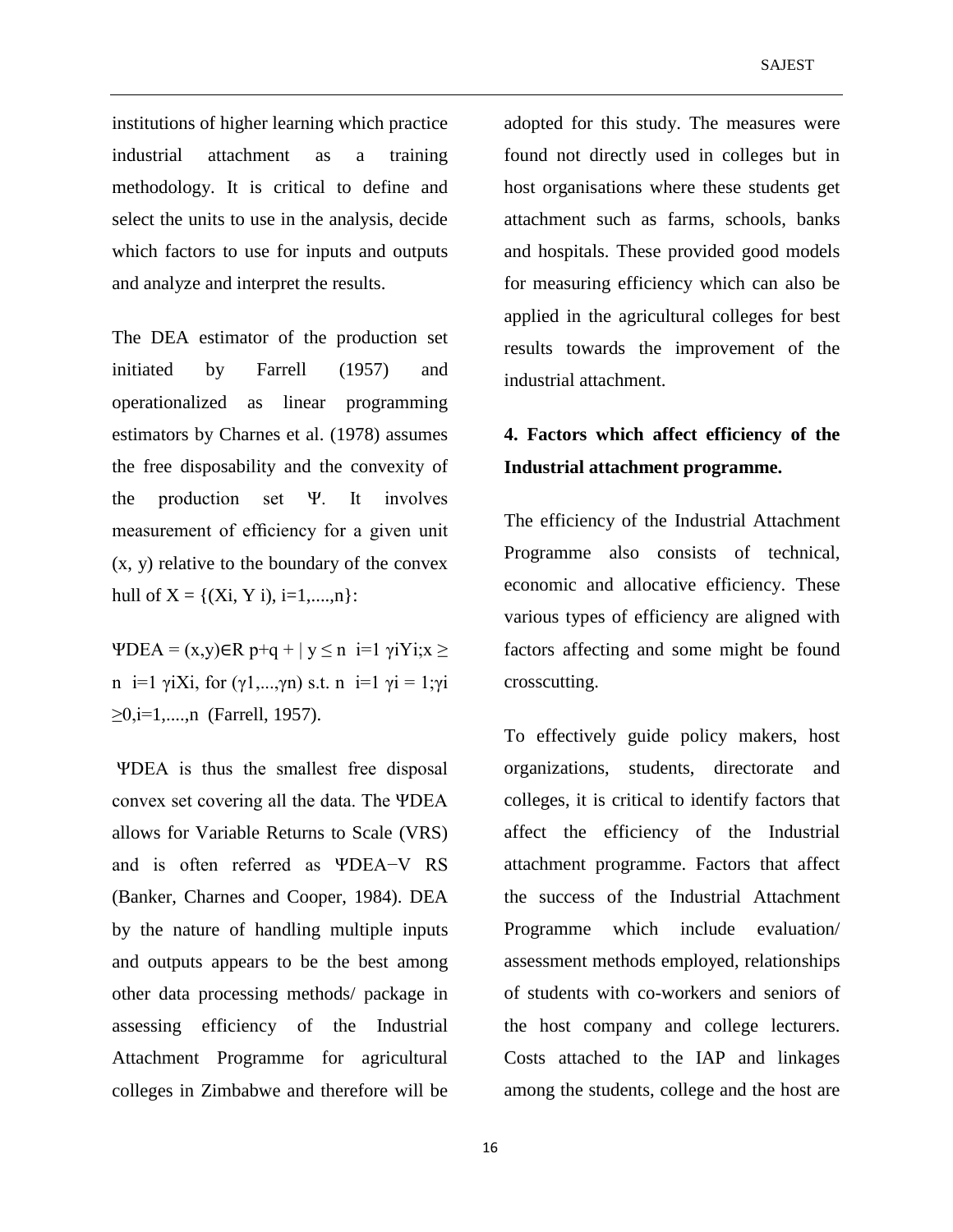institutions of higher learning which practice industrial attachment as a training methodology. It is critical to define and select the units to use in the analysis, decide which factors to use for inputs and outputs and analyze and interpret the results.

The DEA estimator of the production set initiated by Farrell (1957) and operationalized as linear programming estimators by Charnes et al. (1978) assumes the free disposability and the convexity of the production set Ψ. It involves measurement of efficiency for a given unit (x, y) relative to the boundary of the convex hull of $X = \{(X_i, Y_i), i=1,....,n\}$:

$\Psi_{DEA} = (x,y) \in R^{p+q}_{+} \mid y \leq \sum_{i=1}^{n} \gamma_i Y_i; x \geq \sum_{i=1}^{n} \gamma_i X_i$, for $(\gamma_1,...,\gamma_n)$ s.t. $\sum_{i=1}^{n} \gamma_i = 1; \gamma_i \geq 0, i=1,....,n$ (Farrell, 1957).

$\Psi_{DEA}$ is thus the smallest free disposal convex set covering all the data. The $\Psi_{DEA}$ allows for Variable Returns to Scale (VRS) and is often referred as $\Psi_{DEA-VRS}$ (Banker, Charnes and Cooper, 1984). DEA by the nature of handling multiple inputs and outputs appears to be the best among other data processing methods/ package in assessing efficiency of the Industrial Attachment Programme for agricultural colleges in Zimbabwe and therefore will be adopted for this study. The measures were found not directly used in colleges but in host organisations where these students get attachment such as farms, schools, banks and hospitals. These provided good models for measuring efficiency which can also be applied in the agricultural colleges for best results towards the improvement of the industrial attachment.

## 4. Factors which affect efficiency of the Industrial attachment programme.

The efficiency of the Industrial Attachment Programme also consists of technical, economic and allocative efficiency. These various types of efficiency are aligned with factors affecting and some might be found crosscutting.

To effectively guide policy makers, host organizations, students, directorate and colleges, it is critical to identify factors that affect the efficiency of the Industrial attachment programme. Factors that affect the success of the Industrial Attachment Programme which include evaluation/ assessment methods employed, relationships of students with co-workers and seniors of the host company and college lecturers. Costs attached to the IAP and linkages among the students, college and the host are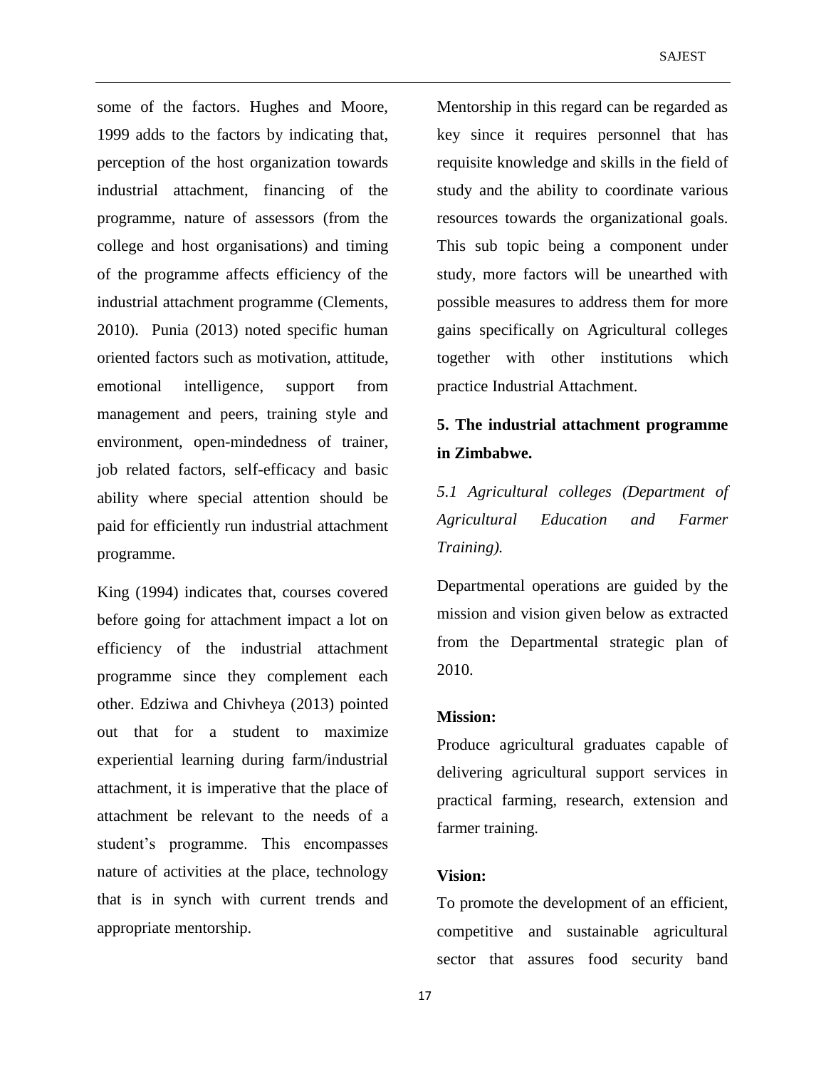some of the factors. Hughes and Moore, 1999 adds to the factors by indicating that, perception of the host organization towards industrial attachment, financing of the programme, nature of assessors (from the college and host organisations) and timing of the programme affects efficiency of the industrial attachment programme (Clements, 2010). Punia (2013) noted specific human oriented factors such as motivation, attitude, emotional intelligence, support from management and peers, training style and environment, open-mindedness of trainer, job related factors, self-efficacy and basic ability where special attention should be paid for efficiently run industrial attachment programme.

King (1994) indicates that, courses covered before going for attachment impact a lot on efficiency of the industrial attachment programme since they complement each other. Edziwa and Chivheya (2013) pointed out that for a student to maximize experiential learning during farm/industrial attachment, it is imperative that the place of attachment be relevant to the needs of a student's programme. This encompasses nature of activities at the place, technology that is in synch with current trends and appropriate mentorship.

Mentorship in this regard can be regarded as key since it requires personnel that has requisite knowledge and skills in the field of study and the ability to coordinate various resources towards the organizational goals. This sub topic being a component under study, more factors will be unearthed with possible measures to address them for more gains specifically on Agricultural colleges together with other institutions which practice Industrial Attachment.

## 5. The industrial attachment programme in Zimbabwe.

### *5.1 Agricultural colleges (Department of Agricultural Education and Farmer Training).*

Departmental operations are guided by the mission and vision given below as extracted from the Departmental strategic plan of 2010.

**Mission:**

Produce agricultural graduates capable of delivering agricultural support services in practical farming, research, extension and farmer training.

**Vision:**

To promote the development of an efficient, competitive and sustainable agricultural sector that assures food security band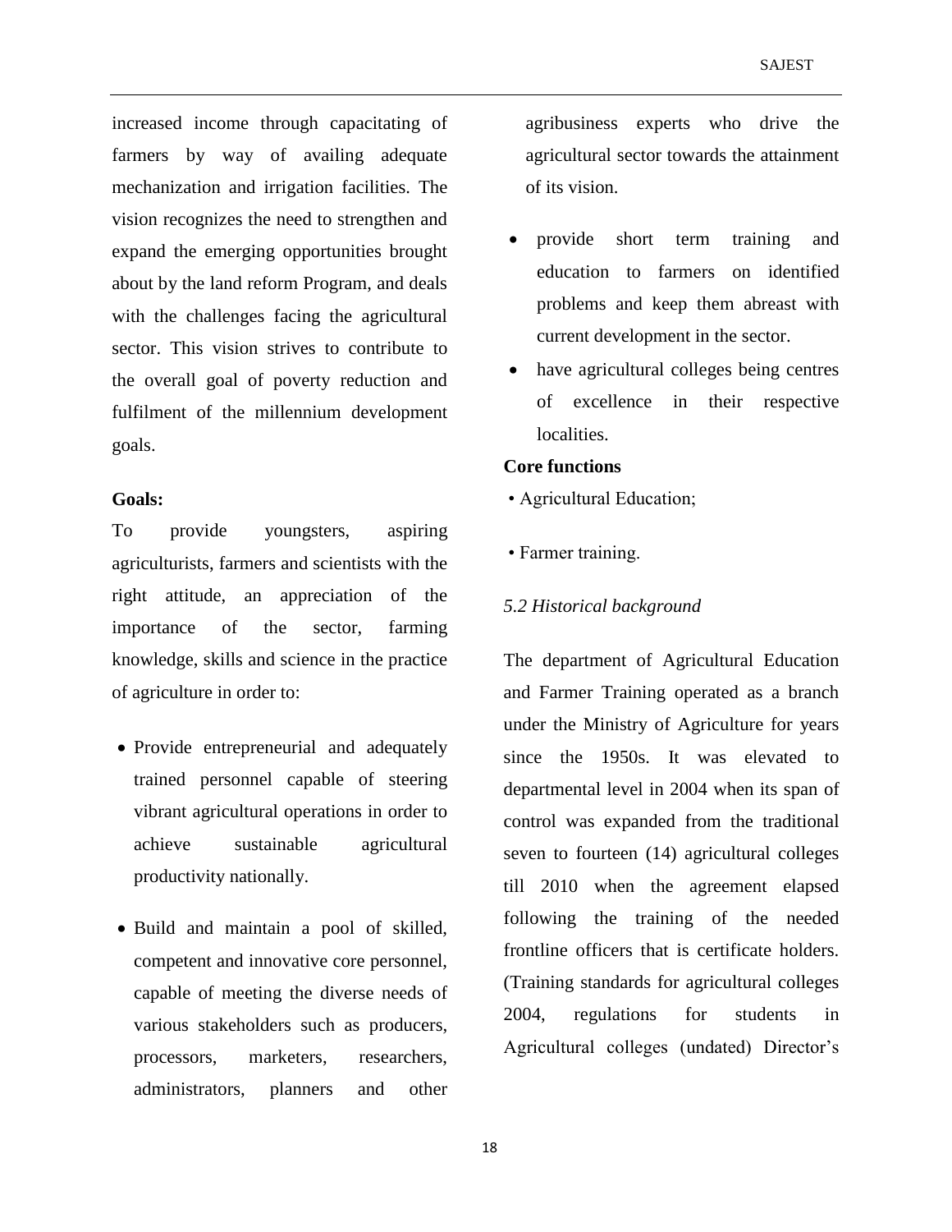increased income through capacitating of farmers by way of availing adequate mechanization and irrigation facilities. The vision recognizes the need to strengthen and expand the emerging opportunities brought about by the land reform Program, and deals with the challenges facing the agricultural sector. This vision strives to contribute to the overall goal of poverty reduction and fulfilment of the millennium development goals.

**Goals:**

To provide youngsters, aspiring agriculturists, farmers and scientists with the right attitude, an appreciation of the importance of the sector, farming knowledge, skills and science in the practice of agriculture in order to:

- Provide entrepreneurial and adequately trained personnel capable of steering vibrant agricultural operations in order to achieve sustainable agricultural productivity nationally.
- Build and maintain a pool of skilled, competent and innovative core personnel, capable of meeting the diverse needs of various stakeholders such as producers, processors, marketers, researchers, administrators, planners and other agribusiness experts who drive the agricultural sector towards the attainment of its vision.
- provide short term training and education to farmers on identified problems and keep them abreast with current development in the sector.
- have agricultural colleges being centres of excellence in their respective localities.

**Core functions**

- Agricultural Education;
- Farmer training.

*5.2 Historical background*

The department of Agricultural Education and Farmer Training operated as a branch under the Ministry of Agriculture for years since the 1950s. It was elevated to departmental level in 2004 when its span of control was expanded from the traditional seven to fourteen (14) agricultural colleges till 2010 when the agreement elapsed following the training of the needed frontline officers that is certificate holders. (Training standards for agricultural colleges 2004, regulations for students in Agricultural colleges (undated) Director's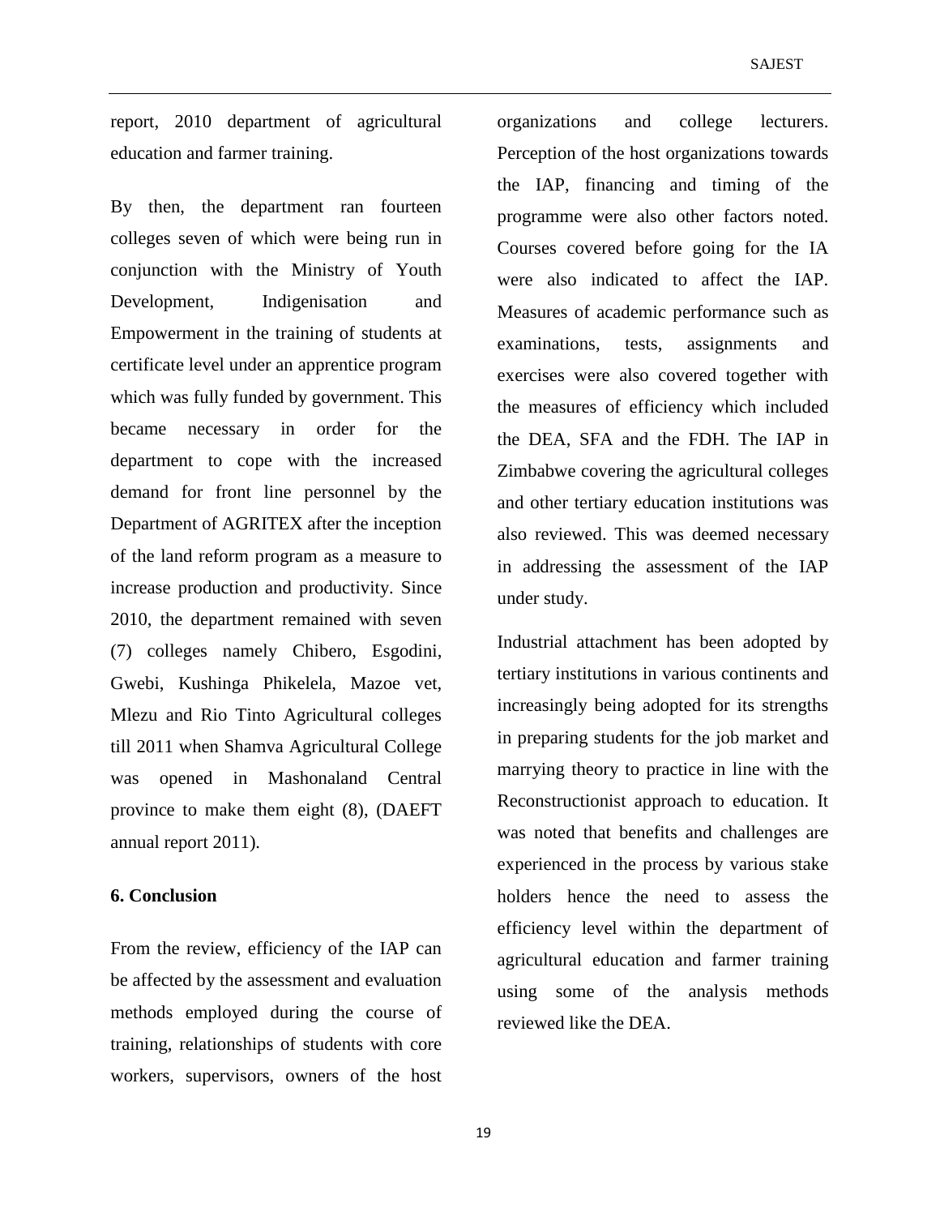report, 2010 department of agricultural education and farmer training.

By then, the department ran fourteen colleges seven of which were being run in conjunction with the Ministry of Youth Development, Indigenisation and Empowerment in the training of students at certificate level under an apprentice program which was fully funded by government. This became necessary in order for the department to cope with the increased demand for front line personnel by the Department of AGRITEX after the inception of the land reform program as a measure to increase production and productivity. Since 2010, the department remained with seven (7) colleges namely Chibero, Esgodini, Gwebi, Kushinga Phikelela, Mazoe vet, Mlezu and Rio Tinto Agricultural colleges till 2011 when Shamva Agricultural College was opened in Mashonaland Central province to make them eight (8), (DAEFT annual report 2011).

## 6. Conclusion

From the review, efficiency of the IAP can be affected by the assessment and evaluation methods employed during the course of training, relationships of students with core workers, supervisors, owners of the host organizations and college lecturers. Perception of the host organizations towards the IAP, financing and timing of the programme were also other factors noted. Courses covered before going for the IA were also indicated to affect the IAP. Measures of academic performance such as examinations, tests, assignments and exercises were also covered together with the measures of efficiency which included the DEA, SFA and the FDH. The IAP in Zimbabwe covering the agricultural colleges and other tertiary education institutions was also reviewed. This was deemed necessary in addressing the assessment of the IAP under study.

Industrial attachment has been adopted by tertiary institutions in various continents and increasingly being adopted for its strengths in preparing students for the job market and marrying theory to practice in line with the Reconstructionist approach to education. It was noted that benefits and challenges are experienced in the process by various stake holders hence the need to assess the efficiency level within the department of agricultural education and farmer training using some of the analysis methods reviewed like the DEA.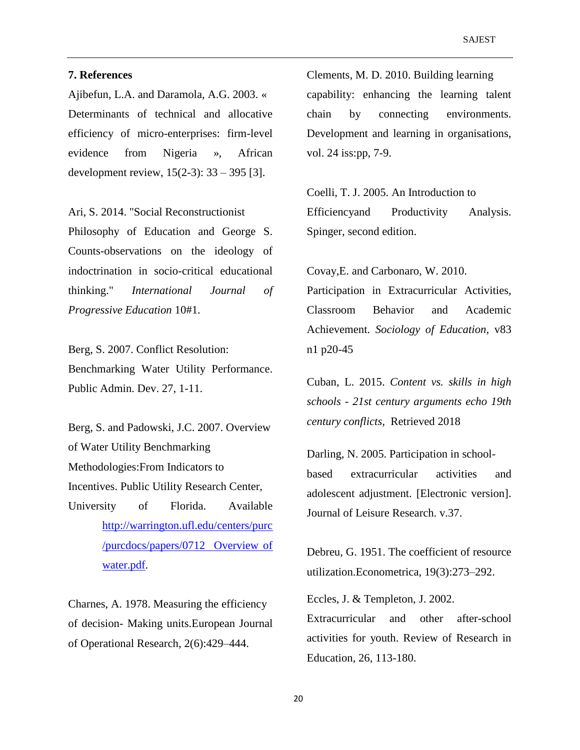## 7. References

Ajibefun, L.A. and Daramola, A.G. 2003. « Determinants of technical and allocative efficiency of micro-enterprises: firm-level evidence from Nigeria », African development review, 15(2-3): 33 – 395 [3].

Ari, S. 2014. "Social Reconstructionist Philosophy of Education and George S. Counts-observations on the ideology of indoctrination in socio-critical educational thinking." *International Journal of Progressive Education* 10#1.

Berg, S. 2007. Conflict Resolution: Benchmarking Water Utility Performance. Public Admin. Dev. 27, 1-11.

Berg, S. and Padowski, J.C. 2007. Overview of Water Utility Benchmarking Methodologies:From Indicators to Incentives. Public Utility Research Center, University of Florida. Available [http://warrington.ufl.edu/centers/purc/purcdocs/papers/0712 Overview of water.pdf](http://warrington.ufl.edu/centers/purc/purcdocs/papers/0712_Overview_of_water.pdf).

Charnes, A. 1978. Measuring the efficiency of decision- Making units.European Journal of Operational Research, 2(6):429–444.

Clements, M. D. 2010. Building learning capability: enhancing the learning talent chain by connecting environments. Development and learning in organisations, vol. 24 iss:pp, 7-9.

Coelli, T. J. 2005. An Introduction to Efficiencyand Productivity Analysis. Spinger, second edition.

Covay,E. and Carbonaro, W. 2010. Participation in Extracurricular Activities, Classroom Behavior and Academic Achievement. *Sociology of Education*, v83 n1 p20-45

Cuban, L. 2015. *Content vs. skills in high schools - 21st century arguments echo 19th century conflicts,* Retrieved 2018

Darling, N. 2005. Participation in school-based extracurricular activities and adolescent adjustment. [Electronic version]. Journal of Leisure Research. v.37.

Debreu, G. 1951. The coefficient of resource utilization.Econometrica, 19(3):273–292.

Eccles, J. & Templeton, J. 2002. Extracurricular and other after-school activities for youth. Review of Research in Education, 26, 113-180.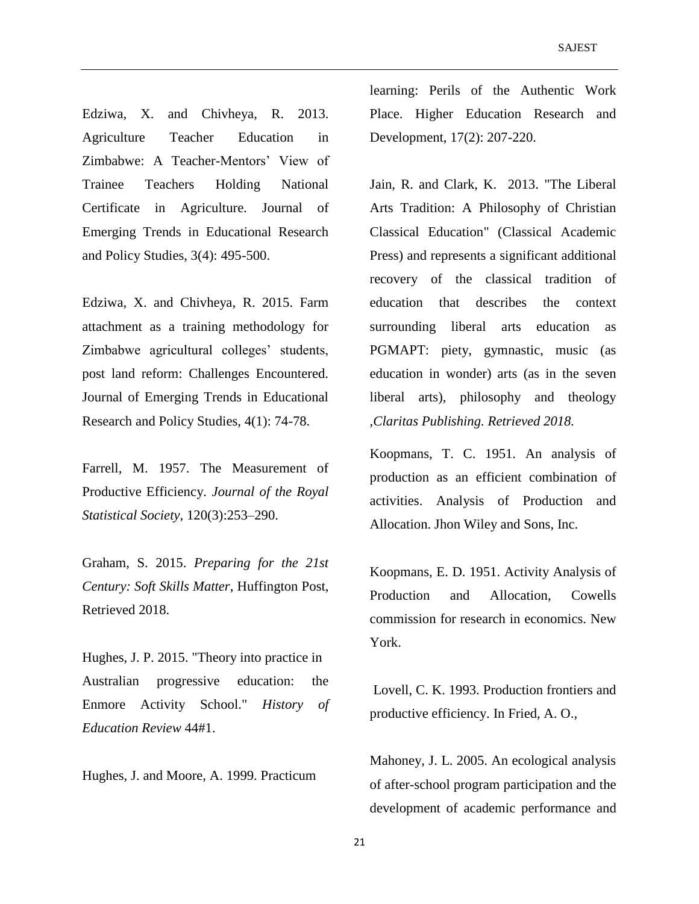Edziwa, X. and Chivheya, R. 2013. Agriculture Teacher Education in Zimbabwe: A Teacher-Mentors' View of Trainee Teachers Holding National Certificate in Agriculture. Journal of Emerging Trends in Educational Research and Policy Studies, 3(4): 495-500.

Edziwa, X. and Chivheya, R. 2015. Farm attachment as a training methodology for Zimbabwe agricultural colleges' students, post land reform: Challenges Encountered. Journal of Emerging Trends in Educational Research and Policy Studies, 4(1): 74-78.

Farrell, M. 1957. The Measurement of Productive Efficiency. *Journal of the Royal Statistical Society*, 120(3):253–290.

Graham, S. 2015. *Preparing for the 21st Century: Soft Skills Matter*, Huffington Post, Retrieved 2018.

Hughes, J. P. 2015. "Theory into practice in Australian progressive education: the Enmore Activity School." *History of Education Review* 44#1.

Hughes, J. and Moore, A. 1999. Practicum learning: Perils of the Authentic Work Place. Higher Education Research and Development, 17(2): 207-220.

Jain, R. and Clark, K. 2013. "The Liberal Arts Tradition: A Philosophy of Christian Classical Education" (Classical Academic Press) and represents a significant additional recovery of the classical tradition of education that describes the context surrounding liberal arts education as PGMAPT: piety, gymnastic, music (as education in wonder) arts (as in the seven liberal arts), philosophy and theology *,Claritas Publishing. Retrieved 2018.*

Koopmans, T. C. 1951. An analysis of production as an efficient combination of activities. Analysis of Production and Allocation. Jhon Wiley and Sons, Inc.

Koopmans, E. D. 1951. Activity Analysis of Production and Allocation, Cowells commission for research in economics. New York.

Lovell, C. K. 1993. Production frontiers and productive efficiency. In Fried, A. O.,

Mahoney, J. L. 2005. An ecological analysis of after-school program participation and the development of academic performance and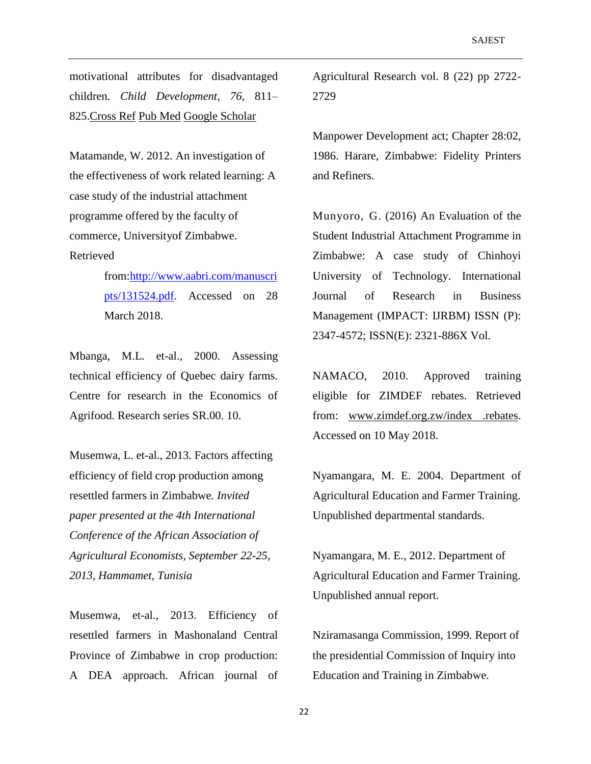motivational attributes for disadvantaged children. *Child Development, 76*, 811–825.Cross Ref Pub Med Google Scholar

Matamande, W. 2012. An investigation of the effectiveness of work related learning: A case study of the industrial attachment programme offered by the faculty of commerce, Universityof Zimbabwe. Retrieved from:http://www.aabri.com/manuscripts/131524.pdf. Accessed on 28 March 2018.

Mbanga, M.L. et-al., 2000. Assessing technical efficiency of Quebec dairy farms. Centre for research in the Economics of Agrifood. Research series SR.00. 10.

Musemwa, L. et-al., 2013. Factors affecting efficiency of field crop production among resettled farmers in Zimbabwe*. Invited paper presented at the 4th International Conference of the African Association of Agricultural Economists, September 22-25, 2013, Hammamet, Tunisia*

Musemwa, et-al., 2013. Efficiency of resettled farmers in Mashonaland Central Province of Zimbabwe in crop production: A DEA approach. African journal of Agricultural Research vol. 8 (22) pp 2722-2729

Manpower Development act; Chapter 28:02, 1986. Harare, Zimbabwe: Fidelity Printers and Refiners.

Munyoro, G. (2016) An Evaluation of the Student Industrial Attachment Programme in Zimbabwe: A case study of Chinhoyi University of Technology. International Journal of Research in Business Management (IMPACT: IJRBM) ISSN (P): 2347-4572; ISSN(E): 2321-886X Vol.

NAMACO, 2010. Approved training eligible for ZIMDEF rebates. Retrieved from: www.zimdef.org.zw/index .rebates. Accessed on 10 May 2018.

Nyamangara, M. E. 2004. Department of Agricultural Education and Farmer Training. Unpublished departmental standards.

Nyamangara, M. E., 2012. Department of Agricultural Education and Farmer Training. Unpublished annual report.

Nziramasanga Commission, 1999. Report of the presidential Commission of Inquiry into Education and Training in Zimbabwe.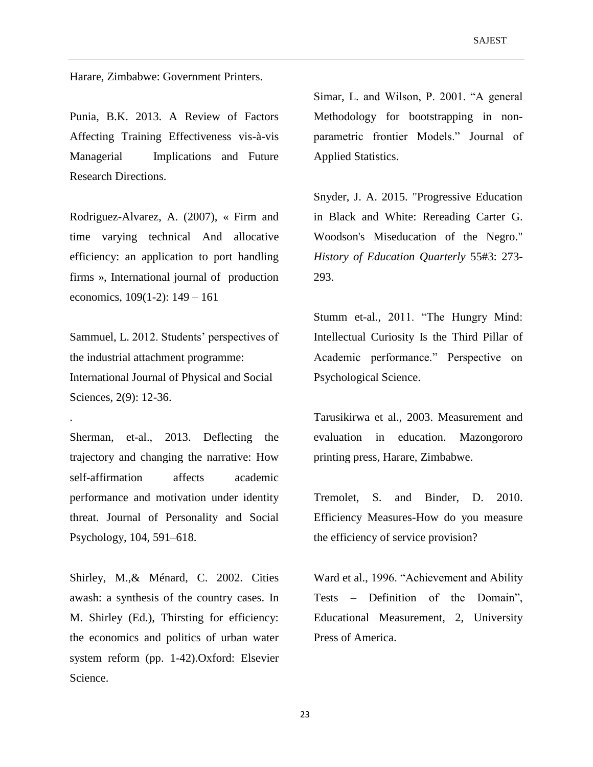Harare, Zimbabwe: Government Printers.

Punia, B.K. 2013. A Review of Factors Affecting Training Effectiveness vis-à-vis Managerial Implications and Future Research Directions.

Rodriguez-Alvarez, A. (2007), « Firm and time varying technical And allocative efficiency: an application to port handling firms », International journal of production economics, 109(1-2): 149 – 161

Sammuel, L. 2012. Students' perspectives of the industrial attachment programme: International Journal of Physical and Social Sciences, 2(9): 12-36.

.

Sherman, et-al., 2013. Deflecting the trajectory and changing the narrative: How self-affirmation affects academic performance and motivation under identity threat. Journal of Personality and Social Psychology, 104, 591–618.

Shirley, M.,& Ménard, C. 2002. Cities awash: a synthesis of the country cases. In M. Shirley (Ed.), Thirsting for efficiency: the economics and politics of urban water system reform (pp. 1-42).Oxford: Elsevier Science.

Simar, L. and Wilson, P. 2001. "A general Methodology for bootstrapping in non-parametric frontier Models." Journal of Applied Statistics.

Snyder, J. A. 2015. "Progressive Education in Black and White: Rereading Carter G. Woodson's Miseducation of the Negro." *History of Education Quarterly* 55#3: 273-293.

Stumm et-al., 2011. "The Hungry Mind: Intellectual Curiosity Is the Third Pillar of Academic performance." Perspective on Psychological Science.

Tarusikirwa et al., 2003. Measurement and evaluation in education. Mazongororo printing press, Harare, Zimbabwe.

Tremolet, S. and Binder, D. 2010. Efficiency Measures-How do you measure the efficiency of service provision?

Ward et al., 1996. "Achievement and Ability Tests – Definition of the Domain", Educational Measurement, 2, University Press of America.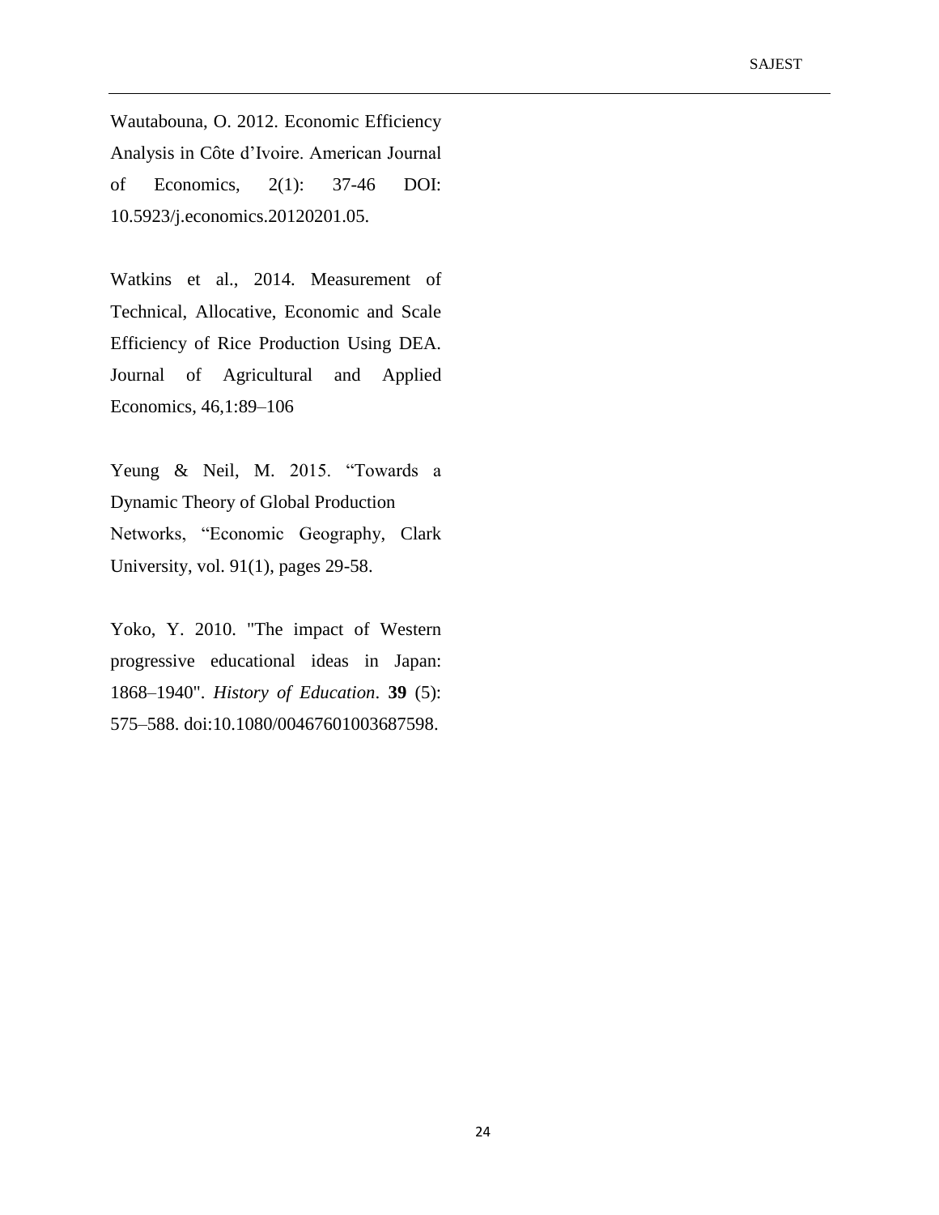Wautabouna, O. 2012. Economic Efficiency Analysis in Côte d'Ivoire. American Journal of Economics, 2(1): 37-46 DOI: 10.5923/j.economics.20120201.05.

Watkins et al., 2014. Measurement of Technical, Allocative, Economic and Scale Efficiency of Rice Production Using DEA. Journal of Agricultural and Applied Economics, 46,1:89–106

Yeung & Neil, M. 2015. "Towards a Dynamic Theory of Global Production Networks, "Economic Geography, Clark University, vol. 91(1), pages 29-58.

Yoko, Y. 2010. "The impact of Western progressive educational ideas in Japan: 1868–1940". *History of Education*. **39** (5): 575–588. doi:10.1080/00467601003687598.